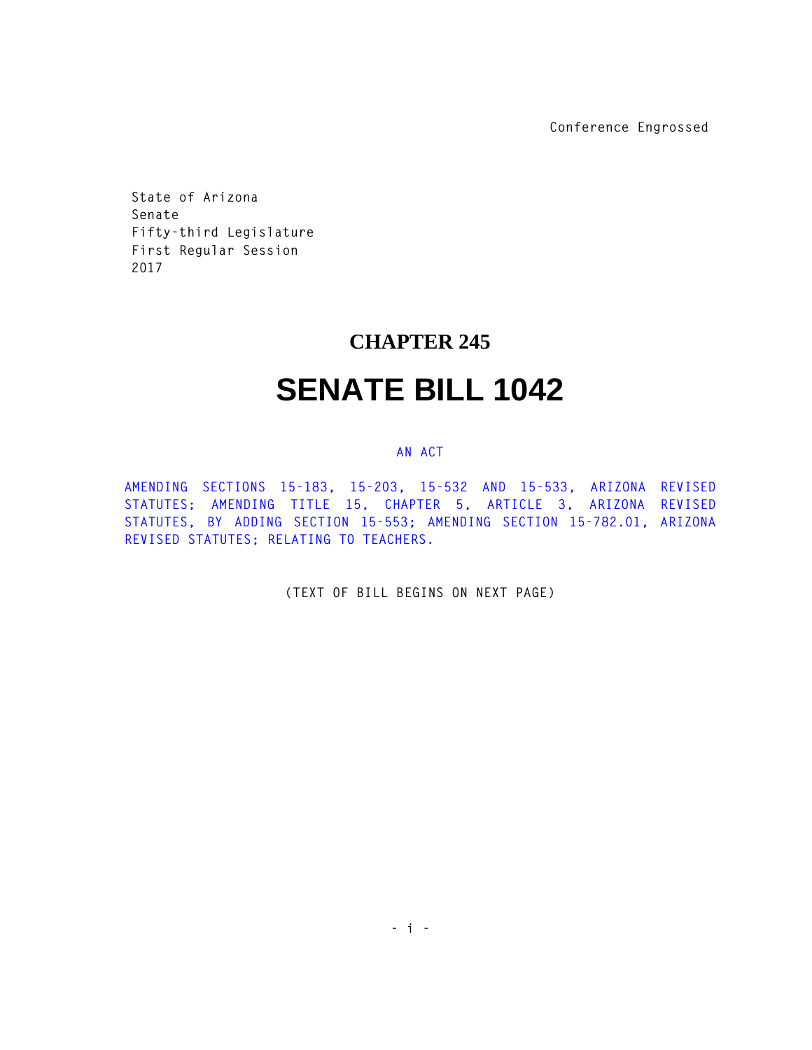Conference Engrossed

State of Arizona
Senate
Fifty-third Legislature
First Regular Session
2017

# CHAPTER 245

# SENATE BILL 1042

AN ACT

AMENDING SECTIONS 15-183, 15-203, 15-532 AND 15-533, ARIZONA REVISED STATUTES; AMENDING TITLE 15, CHAPTER 5, ARTICLE 3, ARIZONA REVISED STATUTES, BY ADDING SECTION 15-553; AMENDING SECTION 15-782.01, ARIZONA REVISED STATUTES; RELATING TO TEACHERS.

(TEXT OF BILL BEGINS ON NEXT PAGE)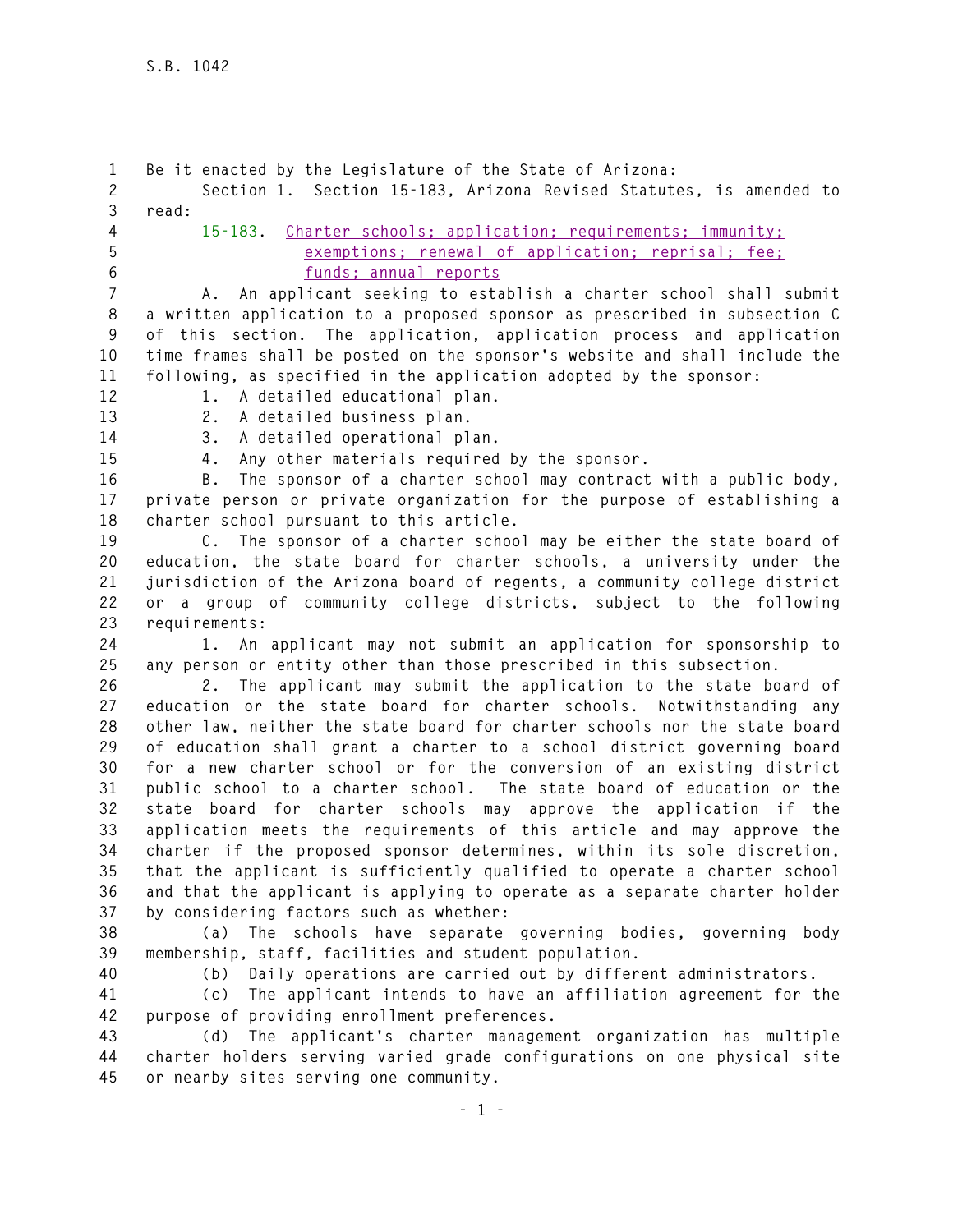Be it enacted by the Legislature of the State of Arizona:

Section 1. Section 15-183, Arizona Revised Statutes, is amended to read:

15-183. Charter schools; application; requirements; immunity; exemptions; renewal of application; reprisal; fee; funds; annual reports

A. An applicant seeking to establish a charter school shall submit a written application to a proposed sponsor as prescribed in subsection C of this section. The application, application process and application time frames shall be posted on the sponsor's website and shall include the following, as specified in the application adopted by the sponsor:

1. A detailed educational plan.
2. A detailed business plan.
3. A detailed operational plan.
4. Any other materials required by the sponsor.

B. The sponsor of a charter school may contract with a public body, private person or private organization for the purpose of establishing a charter school pursuant to this article.

C. The sponsor of a charter school may be either the state board of education, the state board for charter schools, a university under the jurisdiction of the Arizona board of regents, a community college district or a group of community college districts, subject to the following requirements:

1. An applicant may not submit an application for sponsorship to any person or entity other than those prescribed in this subsection.

2. The applicant may submit the application to the state board of education or the state board for charter schools. Notwithstanding any other law, neither the state board for charter schools nor the state board of education shall grant a charter to a school district governing board for a new charter school or for the conversion of an existing district public school to a charter school. The state board of education or the state board for charter schools may approve the application if the application meets the requirements of this article and may approve the charter if the proposed sponsor determines, within its sole discretion, that the applicant is sufficiently qualified to operate a charter school and that the applicant is applying to operate as a separate charter holder by considering factors such as whether:

(a) The schools have separate governing bodies, governing body membership, staff, facilities and student population.

(b) Daily operations are carried out by different administrators.

(c) The applicant intends to have an affiliation agreement for the purpose of providing enrollment preferences.

(d) The applicant's charter management organization has multiple charter holders serving varied grade configurations on one physical site or nearby sites serving one community.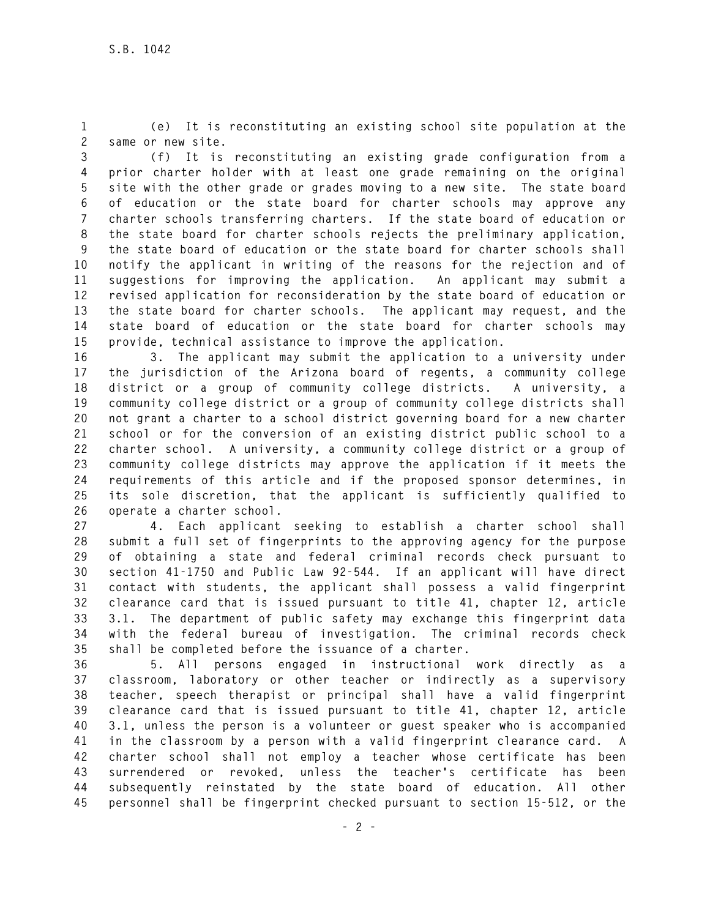(e) It is reconstituting an existing school site population at the same or new site.

(f) It is reconstituting an existing grade configuration from a prior charter holder with at least one grade remaining on the original site with the other grade or grades moving to a new site. The state board of education or the state board for charter schools may approve any charter schools transferring charters. If the state board of education or the state board for charter schools rejects the preliminary application, the state board of education or the state board for charter schools shall notify the applicant in writing of the reasons for the rejection and of suggestions for improving the application. An applicant may submit a revised application for reconsideration by the state board of education or the state board for charter schools. The applicant may request, and the state board of education or the state board for charter schools may provide, technical assistance to improve the application.

3. The applicant may submit the application to a university under the jurisdiction of the Arizona board of regents, a community college district or a group of community college districts. A university, a community college district or a group of community college districts shall not grant a charter to a school district governing board for a new charter school or for the conversion of an existing district public school to a charter school. A university, a community college district or a group of community college districts may approve the application if it meets the requirements of this article and if the proposed sponsor determines, in its sole discretion, that the applicant is sufficiently qualified to operate a charter school.

4. Each applicant seeking to establish a charter school shall submit a full set of fingerprints to the approving agency for the purpose of obtaining a state and federal criminal records check pursuant to section 41-1750 and Public Law 92-544. If an applicant will have direct contact with students, the applicant shall possess a valid fingerprint clearance card that is issued pursuant to title 41, chapter 12, article 3.1. The department of public safety may exchange this fingerprint data with the federal bureau of investigation. The criminal records check shall be completed before the issuance of a charter.

5. All persons engaged in instructional work directly as a classroom, laboratory or other teacher or indirectly as a supervisory teacher, speech therapist or principal shall have a valid fingerprint clearance card that is issued pursuant to title 41, chapter 12, article 3.1, unless the person is a volunteer or guest speaker who is accompanied in the classroom by a person with a valid fingerprint clearance card. A charter school shall not employ a teacher whose certificate has been surrendered or revoked, unless the teacher's certificate has been subsequently reinstated by the state board of education. All other personnel shall be fingerprint checked pursuant to section 15-512, or the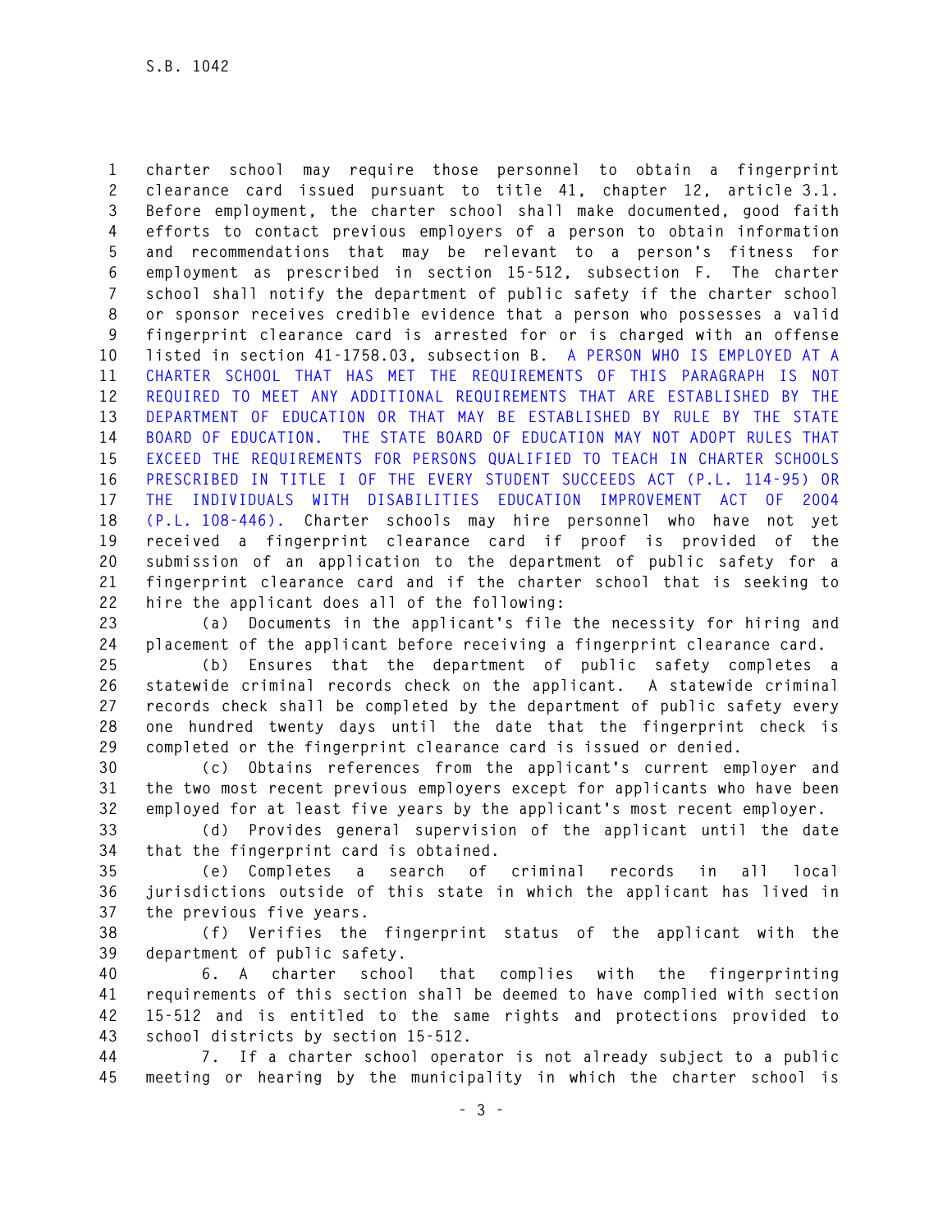charter school may require those personnel to obtain a fingerprint clearance card issued pursuant to title 41, chapter 12, article 3.1. Before employment, the charter school shall make documented, good faith efforts to contact previous employers of a person to obtain information and recommendations that may be relevant to a person's fitness for employment as prescribed in section 15-512, subsection F. The charter school shall notify the department of public safety if the charter school or sponsor receives credible evidence that a person who possesses a valid fingerprint clearance card is arrested for or is charged with an offense listed in section 41-1758.03, subsection B. A PERSON WHO IS EMPLOYED AT A CHARTER SCHOOL THAT HAS MET THE REQUIREMENTS OF THIS PARAGRAPH IS NOT REQUIRED TO MEET ANY ADDITIONAL REQUIREMENTS THAT ARE ESTABLISHED BY THE DEPARTMENT OF EDUCATION OR THAT MAY BE ESTABLISHED BY RULE BY THE STATE BOARD OF EDUCATION. THE STATE BOARD OF EDUCATION MAY NOT ADOPT RULES THAT EXCEED THE REQUIREMENTS FOR PERSONS QUALIFIED TO TEACH IN CHARTER SCHOOLS PRESCRIBED IN TITLE I OF THE EVERY STUDENT SUCCEEDS ACT (P.L. 114-95) OR THE INDIVIDUALS WITH DISABILITIES EDUCATION IMPROVEMENT ACT OF 2004 (P.L. 108-446). Charter schools may hire personnel who have not yet received a fingerprint clearance card if proof is provided of the submission of an application to the department of public safety for a fingerprint clearance card and if the charter school that is seeking to hire the applicant does all of the following:

(a) Documents in the applicant's file the necessity for hiring and placement of the applicant before receiving a fingerprint clearance card.

(b) Ensures that the department of public safety completes a statewide criminal records check on the applicant. A statewide criminal records check shall be completed by the department of public safety every one hundred twenty days until the date that the fingerprint check is completed or the fingerprint clearance card is issued or denied.

(c) Obtains references from the applicant's current employer and the two most recent previous employers except for applicants who have been employed for at least five years by the applicant's most recent employer.

(d) Provides general supervision of the applicant until the date that the fingerprint card is obtained.

(e) Completes a search of criminal records in all local jurisdictions outside of this state in which the applicant has lived in the previous five years.

(f) Verifies the fingerprint status of the applicant with the department of public safety.

6. A charter school that complies with the fingerprinting requirements of this section shall be deemed to have complied with section 15-512 and is entitled to the same rights and protections provided to school districts by section 15-512.

7. If a charter school operator is not already subject to a public meeting or hearing by the municipality in which the charter school is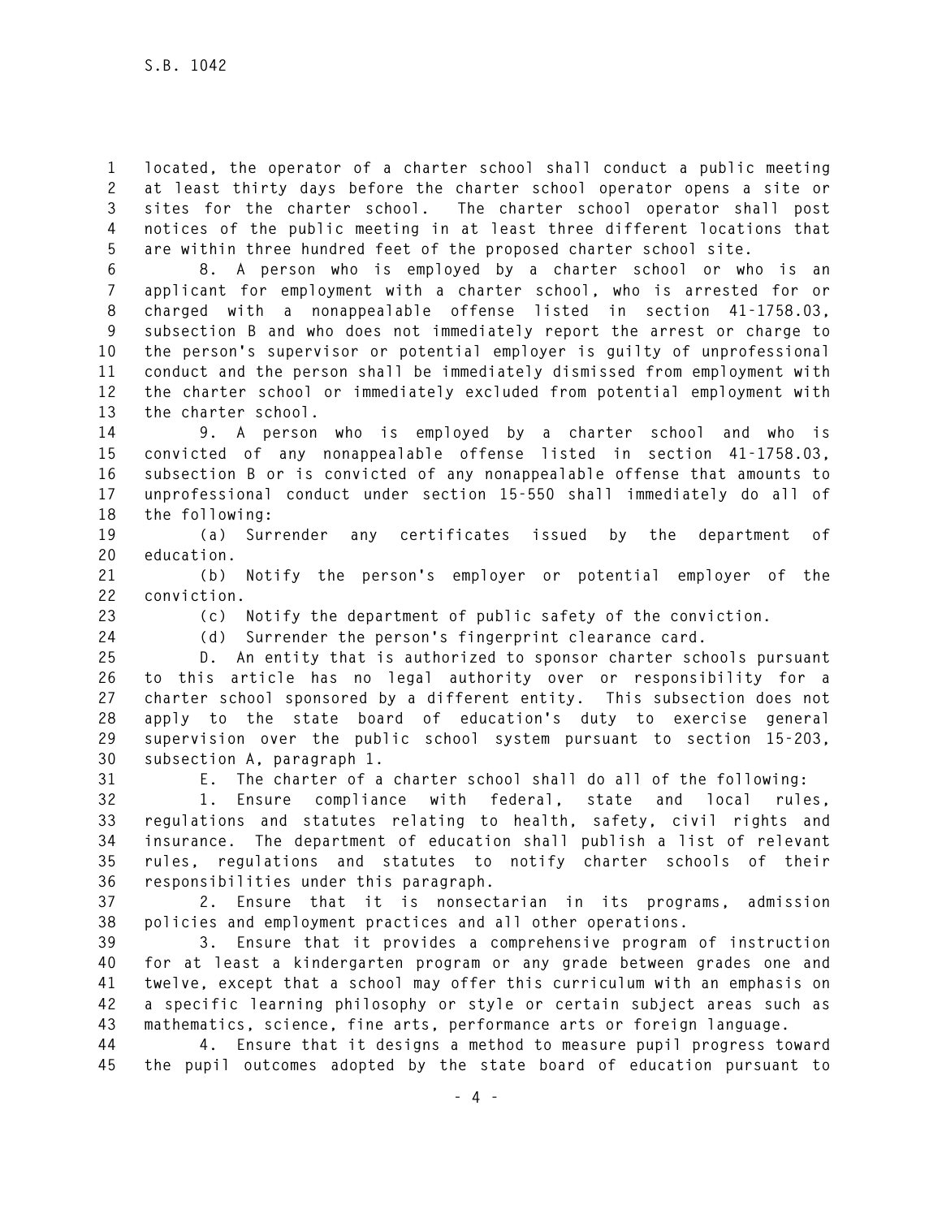located, the operator of a charter school shall conduct a public meeting at least thirty days before the charter school operator opens a site or sites for the charter school. The charter school operator shall post notices of the public meeting in at least three different locations that are within three hundred feet of the proposed charter school site.

8. A person who is employed by a charter school or who is an applicant for employment with a charter school, who is arrested for or charged with a nonappealable offense listed in section 41-1758.03, subsection B and who does not immediately report the arrest or charge to the person's supervisor or potential employer is guilty of unprofessional conduct and the person shall be immediately dismissed from employment with the charter school or immediately excluded from potential employment with the charter school.

9. A person who is employed by a charter school and who is convicted of any nonappealable offense listed in section 41-1758.03, subsection B or is convicted of any nonappealable offense that amounts to unprofessional conduct under section 15-550 shall immediately do all of the following:

(a) Surrender any certificates issued by the department of education.

(b) Notify the person's employer or potential employer of the conviction.

(c) Notify the department of public safety of the conviction.

(d) Surrender the person's fingerprint clearance card.

D. An entity that is authorized to sponsor charter schools pursuant to this article has no legal authority over or responsibility for a charter school sponsored by a different entity. This subsection does not apply to the state board of education's duty to exercise general supervision over the public school system pursuant to section 15-203, subsection A, paragraph 1.

E. The charter of a charter school shall do all of the following:

1. Ensure compliance with federal, state and local rules, regulations and statutes relating to health, safety, civil rights and insurance. The department of education shall publish a list of relevant rules, regulations and statutes to notify charter schools of their responsibilities under this paragraph.

2. Ensure that it is nonsectarian in its programs, admission policies and employment practices and all other operations.

3. Ensure that it provides a comprehensive program of instruction for at least a kindergarten program or any grade between grades one and twelve, except that a school may offer this curriculum with an emphasis on a specific learning philosophy or style or certain subject areas such as mathematics, science, fine arts, performance arts or foreign language.

4. Ensure that it designs a method to measure pupil progress toward the pupil outcomes adopted by the state board of education pursuant to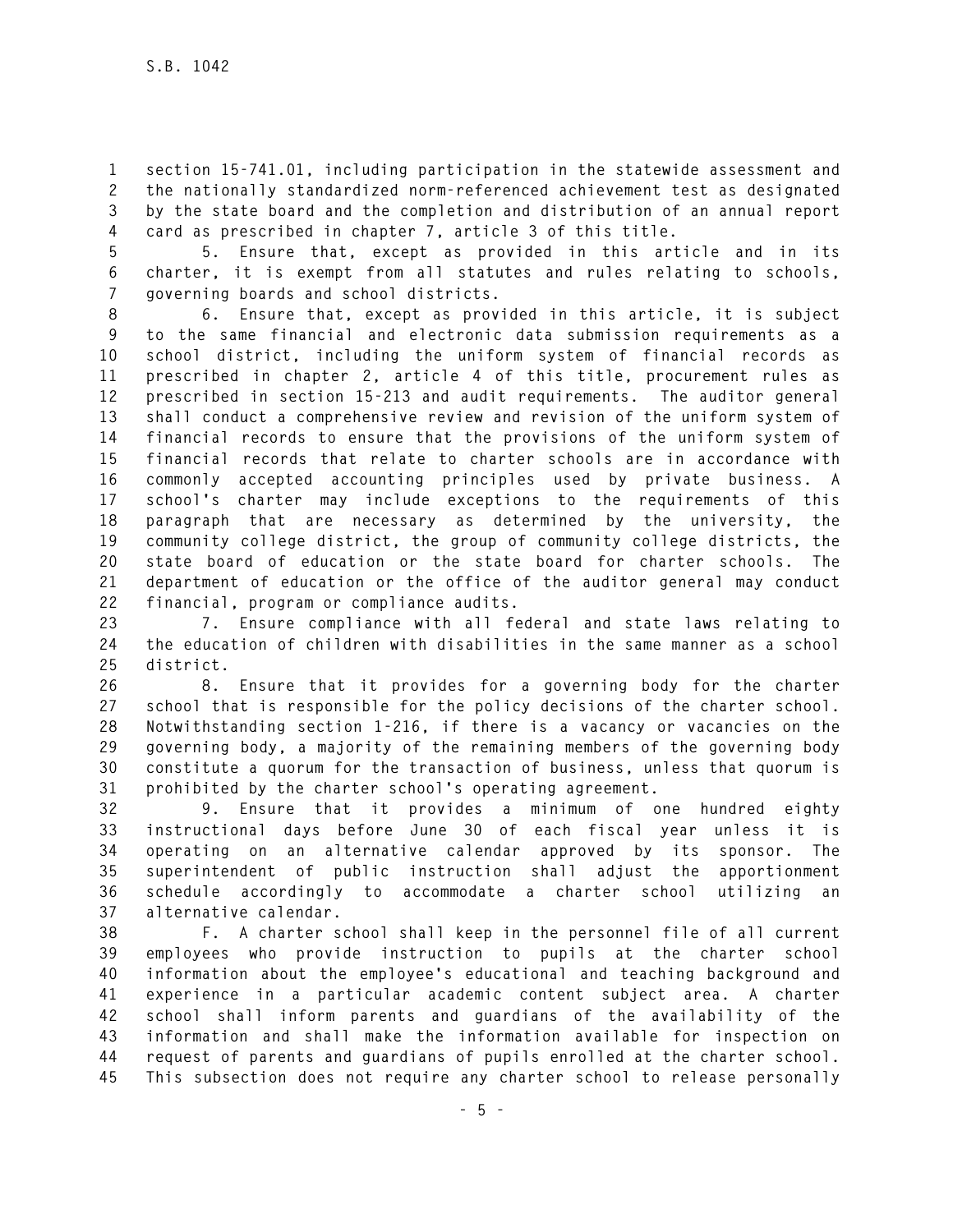section 15-741.01, including participation in the statewide assessment and the nationally standardized norm-referenced achievement test as designated by the state board and the completion and distribution of an annual report card as prescribed in chapter 7, article 3 of this title.

5. Ensure that, except as provided in this article and in its charter, it is exempt from all statutes and rules relating to schools, governing boards and school districts.

6. Ensure that, except as provided in this article, it is subject to the same financial and electronic data submission requirements as a school district, including the uniform system of financial records as prescribed in chapter 2, article 4 of this title, procurement rules as prescribed in section 15-213 and audit requirements. The auditor general shall conduct a comprehensive review and revision of the uniform system of financial records to ensure that the provisions of the uniform system of financial records that relate to charter schools are in accordance with commonly accepted accounting principles used by private business. A school's charter may include exceptions to the requirements of this paragraph that are necessary as determined by the university, the community college district, the group of community college districts, the state board of education or the state board for charter schools. The department of education or the office of the auditor general may conduct financial, program or compliance audits.

7. Ensure compliance with all federal and state laws relating to the education of children with disabilities in the same manner as a school district.

8. Ensure that it provides for a governing body for the charter school that is responsible for the policy decisions of the charter school. Notwithstanding section 1-216, if there is a vacancy or vacancies on the governing body, a majority of the remaining members of the governing body constitute a quorum for the transaction of business, unless that quorum is prohibited by the charter school's operating agreement.

9. Ensure that it provides a minimum of one hundred eighty instructional days before June 30 of each fiscal year unless it is operating on an alternative calendar approved by its sponsor. The superintendent of public instruction shall adjust the apportionment schedule accordingly to accommodate a charter school utilizing an alternative calendar.

F. A charter school shall keep in the personnel file of all current employees who provide instruction to pupils at the charter school information about the employee's educational and teaching background and experience in a particular academic content subject area. A charter school shall inform parents and guardians of the availability of the information and shall make the information available for inspection on request of parents and guardians of pupils enrolled at the charter school. This subsection does not require any charter school to release personally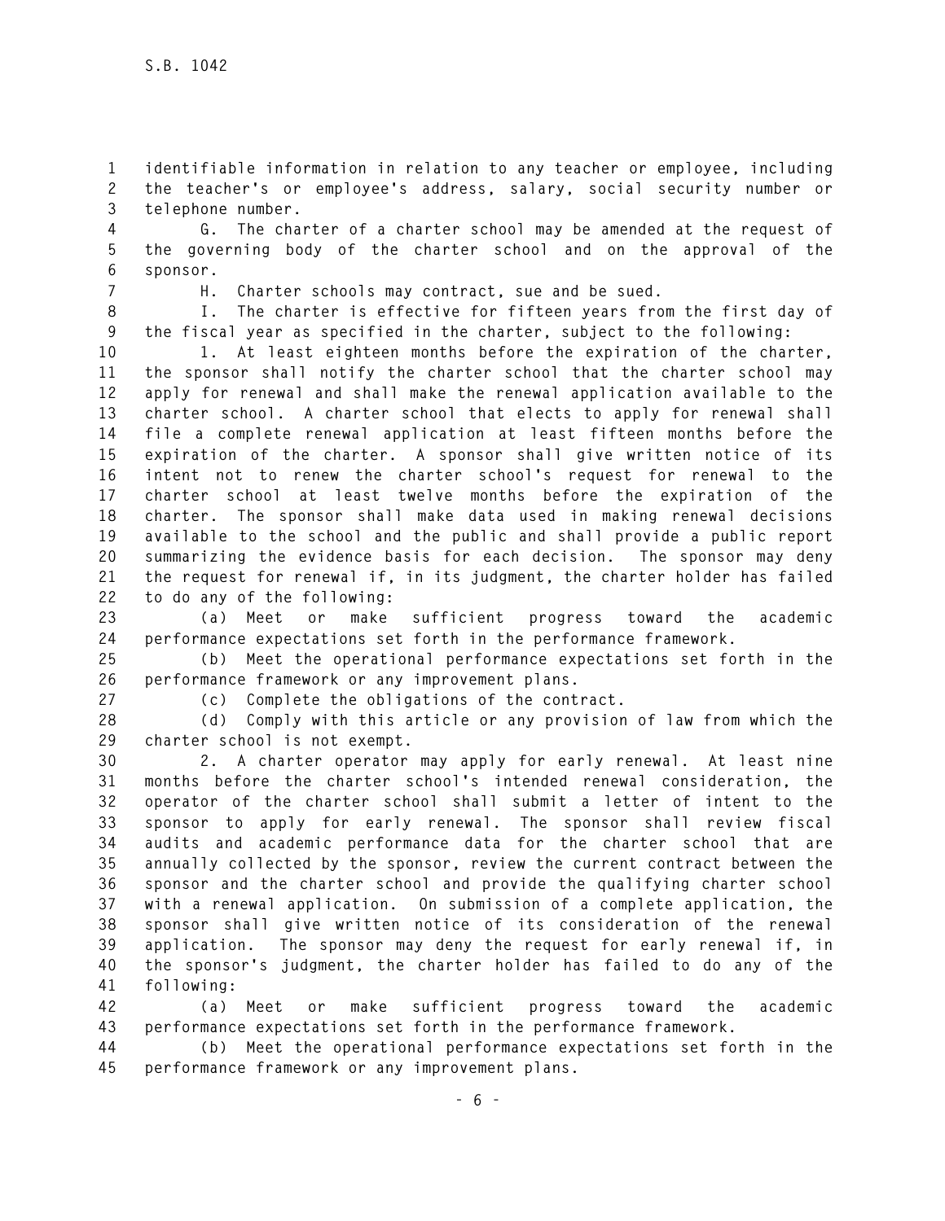identifiable information in relation to any teacher or employee, including the teacher's or employee's address, salary, social security number or telephone number.

G. The charter of a charter school may be amended at the request of the governing body of the charter school and on the approval of the sponsor.

H. Charter schools may contract, sue and be sued.

I. The charter is effective for fifteen years from the first day of the fiscal year as specified in the charter, subject to the following:

1. At least eighteen months before the expiration of the charter, the sponsor shall notify the charter school that the charter school may apply for renewal and shall make the renewal application available to the charter school. A charter school that elects to apply for renewal shall file a complete renewal application at least fifteen months before the expiration of the charter. A sponsor shall give written notice of its intent not to renew the charter school's request for renewal to the charter school at least twelve months before the expiration of the charter. The sponsor shall make data used in making renewal decisions available to the school and the public and shall provide a public report summarizing the evidence basis for each decision. The sponsor may deny the request for renewal if, in its judgment, the charter holder has failed to do any of the following:

(a) Meet or make sufficient progress toward the academic performance expectations set forth in the performance framework.

(b) Meet the operational performance expectations set forth in the performance framework or any improvement plans.

(c) Complete the obligations of the contract.

(d) Comply with this article or any provision of law from which the charter school is not exempt.

2. A charter operator may apply for early renewal. At least nine months before the charter school's intended renewal consideration, the operator of the charter school shall submit a letter of intent to the sponsor to apply for early renewal. The sponsor shall review fiscal audits and academic performance data for the charter school that are annually collected by the sponsor, review the current contract between the sponsor and the charter school and provide the qualifying charter school with a renewal application. On submission of a complete application, the sponsor shall give written notice of its consideration of the renewal application. The sponsor may deny the request for early renewal if, in the sponsor's judgment, the charter holder has failed to do any of the following:

(a) Meet or make sufficient progress toward the academic performance expectations set forth in the performance framework.

(b) Meet the operational performance expectations set forth in the performance framework or any improvement plans.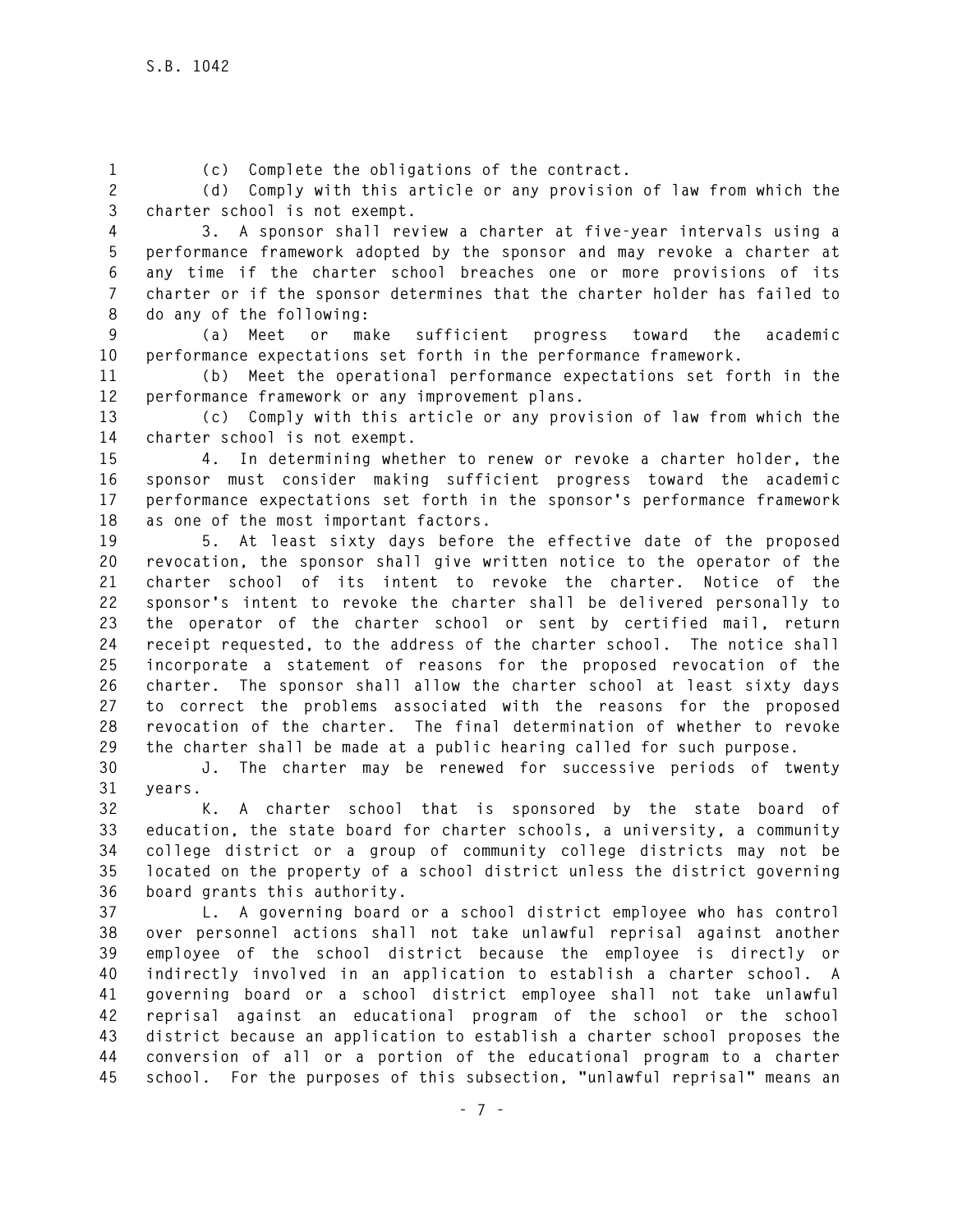(c) Complete the obligations of the contract.

(d) Comply with this article or any provision of law from which the charter school is not exempt.

3. A sponsor shall review a charter at five-year intervals using a performance framework adopted by the sponsor and may revoke a charter at any time if the charter school breaches one or more provisions of its charter or if the sponsor determines that the charter holder has failed to do any of the following:

(a) Meet or make sufficient progress toward the academic performance expectations set forth in the performance framework.

(b) Meet the operational performance expectations set forth in the performance framework or any improvement plans.

(c) Comply with this article or any provision of law from which the charter school is not exempt.

4. In determining whether to renew or revoke a charter holder, the sponsor must consider making sufficient progress toward the academic performance expectations set forth in the sponsor's performance framework as one of the most important factors.

5. At least sixty days before the effective date of the proposed revocation, the sponsor shall give written notice to the operator of the charter school of its intent to revoke the charter. Notice of the sponsor's intent to revoke the charter shall be delivered personally to the operator of the charter school or sent by certified mail, return receipt requested, to the address of the charter school. The notice shall incorporate a statement of reasons for the proposed revocation of the charter. The sponsor shall allow the charter school at least sixty days to correct the problems associated with the reasons for the proposed revocation of the charter. The final determination of whether to revoke the charter shall be made at a public hearing called for such purpose.

J. The charter may be renewed for successive periods of twenty years.

K. A charter school that is sponsored by the state board of education, the state board for charter schools, a university, a community college district or a group of community college districts may not be located on the property of a school district unless the district governing board grants this authority.

L. A governing board or a school district employee who has control over personnel actions shall not take unlawful reprisal against another employee of the school district because the employee is directly or indirectly involved in an application to establish a charter school. A governing board or a school district employee shall not take unlawful reprisal against an educational program of the school or the school district because an application to establish a charter school proposes the conversion of all or a portion of the educational program to a charter school. For the purposes of this subsection, "unlawful reprisal" means an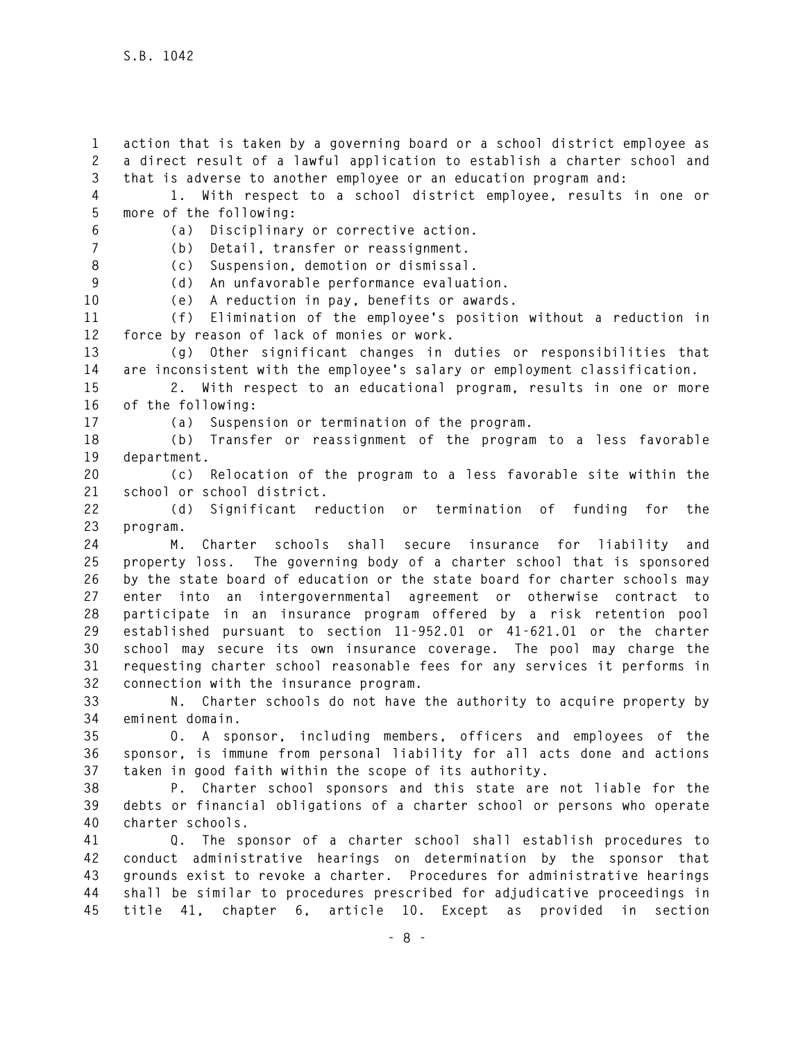action that is taken by a governing board or a school district employee as a direct result of a lawful application to establish a charter school and that is adverse to another employee or an education program and:

1. With respect to a school district employee, results in one or more of the following:

(a) Disciplinary or corrective action.

(b) Detail, transfer or reassignment.

(c) Suspension, demotion or dismissal.

(d) An unfavorable performance evaluation.

(e) A reduction in pay, benefits or awards.

(f) Elimination of the employee's position without a reduction in force by reason of lack of monies or work.

(g) Other significant changes in duties or responsibilities that are inconsistent with the employee's salary or employment classification.

2. With respect to an educational program, results in one or more of the following:

(a) Suspension or termination of the program.

(b) Transfer or reassignment of the program to a less favorable department.

(c) Relocation of the program to a less favorable site within the school or school district.

(d) Significant reduction or termination of funding for the program.

M. Charter schools shall secure insurance for liability and property loss. The governing body of a charter school that is sponsored by the state board of education or the state board for charter schools may enter into an intergovernmental agreement or otherwise contract to participate in an insurance program offered by a risk retention pool established pursuant to section 11-952.01 or 41-621.01 or the charter school may secure its own insurance coverage. The pool may charge the requesting charter school reasonable fees for any services it performs in connection with the insurance program.

N. Charter schools do not have the authority to acquire property by eminent domain.

O. A sponsor, including members, officers and employees of the sponsor, is immune from personal liability for all acts done and actions taken in good faith within the scope of its authority.

P. Charter school sponsors and this state are not liable for the debts or financial obligations of a charter school or persons who operate charter schools.

Q. The sponsor of a charter school shall establish procedures to conduct administrative hearings on determination by the sponsor that grounds exist to revoke a charter. Procedures for administrative hearings shall be similar to procedures prescribed for adjudicative proceedings in title 41, chapter 6, article 10. Except as provided in section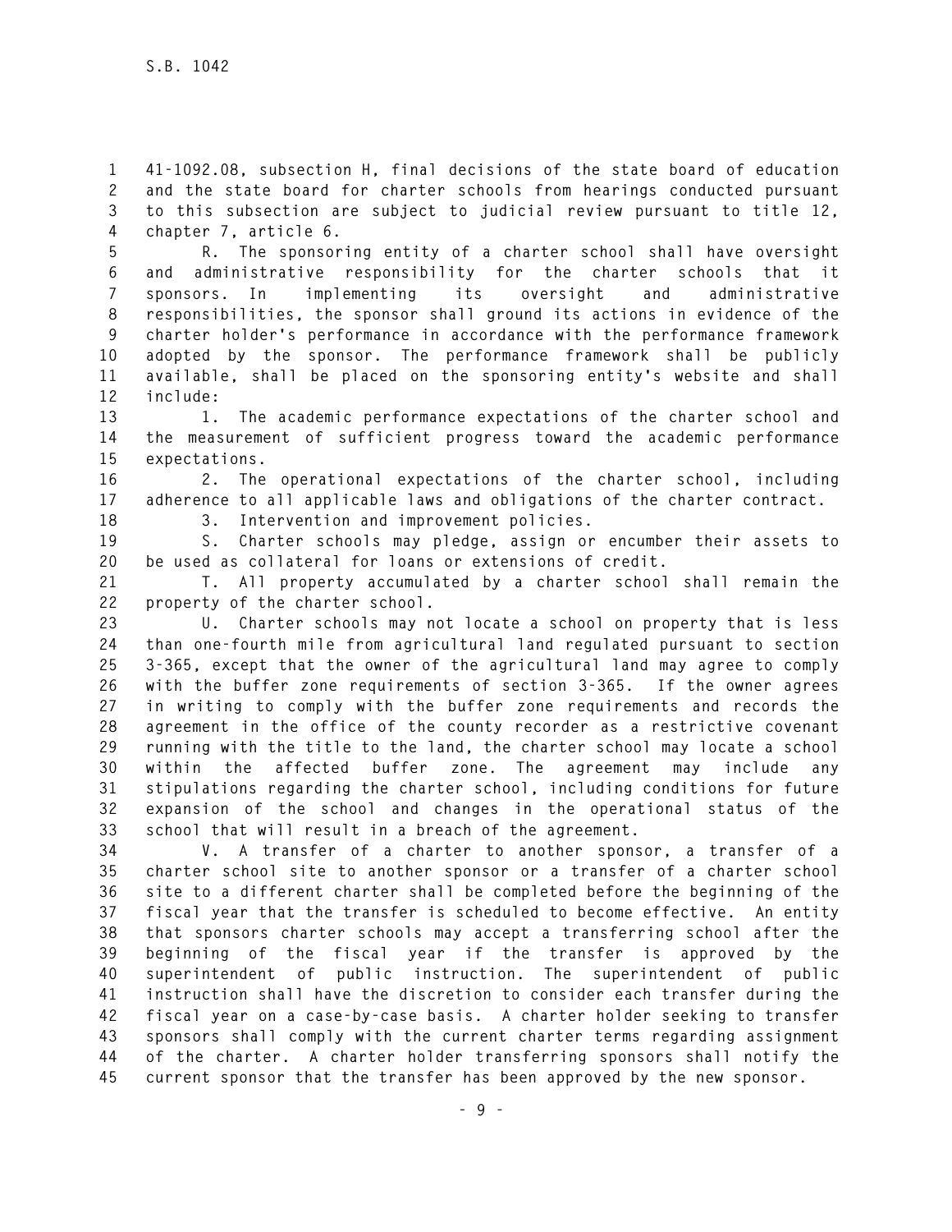41-1092.08, subsection H, final decisions of the state board of education and the state board for charter schools from hearings conducted pursuant to this subsection are subject to judicial review pursuant to title 12, chapter 7, article 6.

R. The sponsoring entity of a charter school shall have oversight and administrative responsibility for the charter schools that it sponsors. In implementing its oversight and administrative responsibilities, the sponsor shall ground its actions in evidence of the charter holder's performance in accordance with the performance framework adopted by the sponsor. The performance framework shall be publicly available, shall be placed on the sponsoring entity's website and shall include:

1. The academic performance expectations of the charter school and the measurement of sufficient progress toward the academic performance expectations.

2. The operational expectations of the charter school, including adherence to all applicable laws and obligations of the charter contract.

3. Intervention and improvement policies.

S. Charter schools may pledge, assign or encumber their assets to be used as collateral for loans or extensions of credit.

T. All property accumulated by a charter school shall remain the property of the charter school.

U. Charter schools may not locate a school on property that is less than one-fourth mile from agricultural land regulated pursuant to section 3-365, except that the owner of the agricultural land may agree to comply with the buffer zone requirements of section 3-365. If the owner agrees in writing to comply with the buffer zone requirements and records the agreement in the office of the county recorder as a restrictive covenant running with the title to the land, the charter school may locate a school within the affected buffer zone. The agreement may include any stipulations regarding the charter school, including conditions for future expansion of the school and changes in the operational status of the school that will result in a breach of the agreement.

V. A transfer of a charter to another sponsor, a transfer of a charter school site to another sponsor or a transfer of a charter school site to a different charter shall be completed before the beginning of the fiscal year that the transfer is scheduled to become effective. An entity that sponsors charter schools may accept a transferring school after the beginning of the fiscal year if the transfer is approved by the superintendent of public instruction. The superintendent of public instruction shall have the discretion to consider each transfer during the fiscal year on a case-by-case basis. A charter holder seeking to transfer sponsors shall comply with the current charter terms regarding assignment of the charter. A charter holder transferring sponsors shall notify the current sponsor that the transfer has been approved by the new sponsor.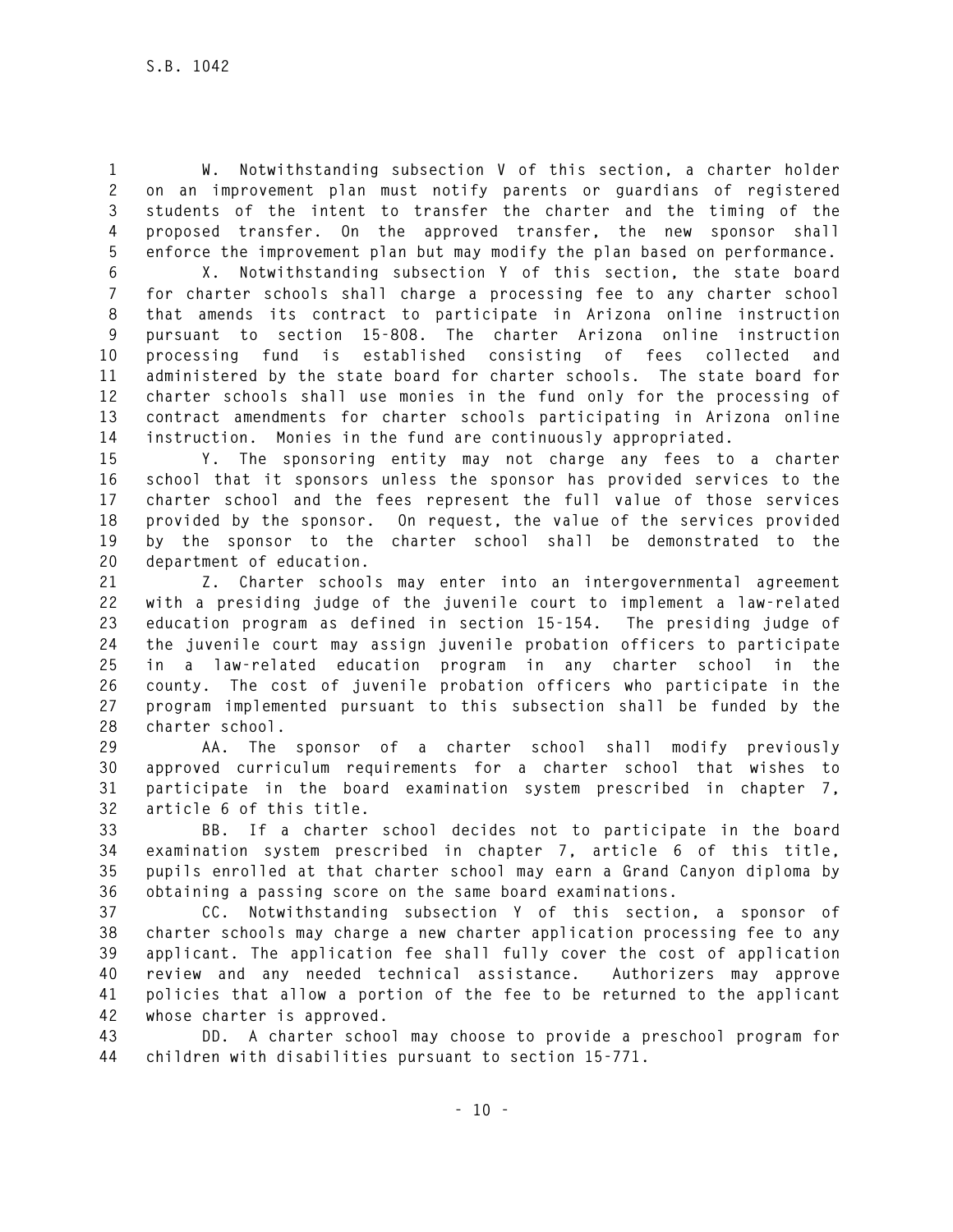W. Notwithstanding subsection V of this section, a charter holder on an improvement plan must notify parents or guardians of registered students of the intent to transfer the charter and the timing of the proposed transfer. On the approved transfer, the new sponsor shall enforce the improvement plan but may modify the plan based on performance.

X. Notwithstanding subsection Y of this section, the state board for charter schools shall charge a processing fee to any charter school that amends its contract to participate in Arizona online instruction pursuant to section 15-808. The charter Arizona online instruction processing fund is established consisting of fees collected and administered by the state board for charter schools. The state board for charter schools shall use monies in the fund only for the processing of contract amendments for charter schools participating in Arizona online instruction. Monies in the fund are continuously appropriated.

Y. The sponsoring entity may not charge any fees to a charter school that it sponsors unless the sponsor has provided services to the charter school and the fees represent the full value of those services provided by the sponsor. On request, the value of the services provided by the sponsor to the charter school shall be demonstrated to the department of education.

Z. Charter schools may enter into an intergovernmental agreement with a presiding judge of the juvenile court to implement a law-related education program as defined in section 15-154. The presiding judge of the juvenile court may assign juvenile probation officers to participate in a law-related education program in any charter school in the county. The cost of juvenile probation officers who participate in the program implemented pursuant to this subsection shall be funded by the charter school.

AA. The sponsor of a charter school shall modify previously approved curriculum requirements for a charter school that wishes to participate in the board examination system prescribed in chapter 7, article 6 of this title.

BB. If a charter school decides not to participate in the board examination system prescribed in chapter 7, article 6 of this title, pupils enrolled at that charter school may earn a Grand Canyon diploma by obtaining a passing score on the same board examinations.

CC. Notwithstanding subsection Y of this section, a sponsor of charter schools may charge a new charter application processing fee to any applicant. The application fee shall fully cover the cost of application review and any needed technical assistance. Authorizers may approve policies that allow a portion of the fee to be returned to the applicant whose charter is approved.

DD. A charter school may choose to provide a preschool program for children with disabilities pursuant to section 15-771.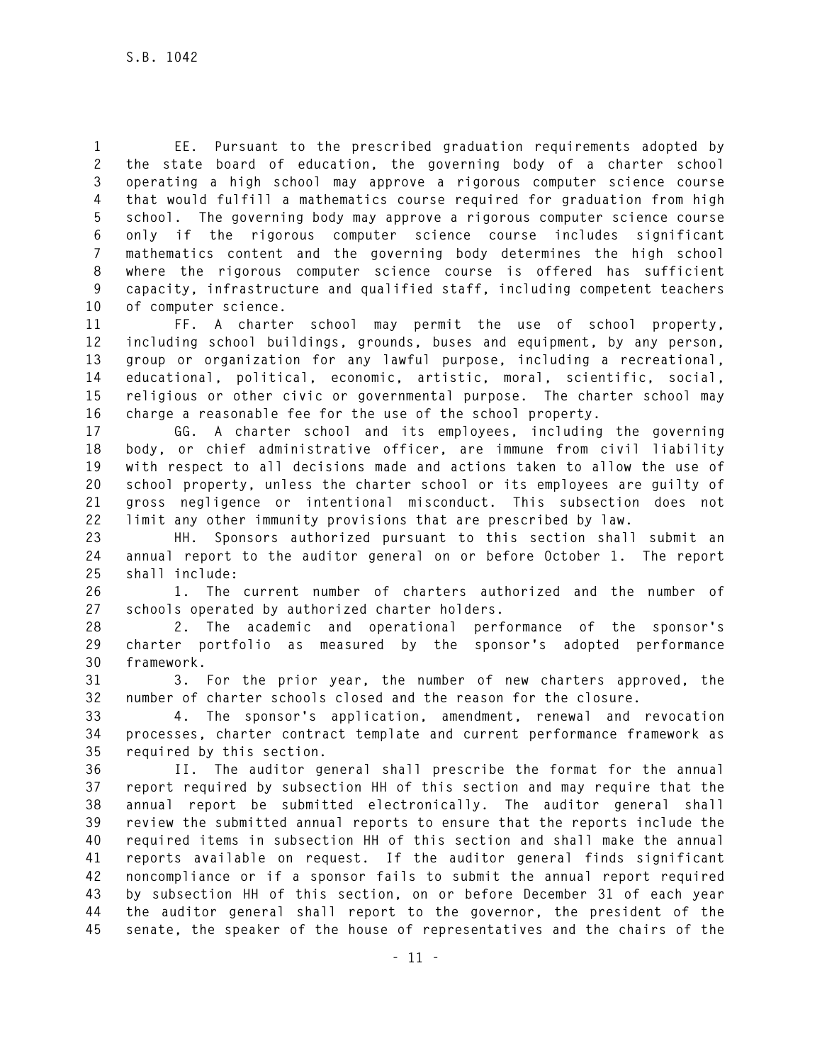EE. Pursuant to the prescribed graduation requirements adopted by the state board of education, the governing body of a charter school operating a high school may approve a rigorous computer science course that would fulfill a mathematics course required for graduation from high school. The governing body may approve a rigorous computer science course only if the rigorous computer science course includes significant mathematics content and the governing body determines the high school where the rigorous computer science course is offered has sufficient capacity, infrastructure and qualified staff, including competent teachers of computer science.

FF. A charter school may permit the use of school property, including school buildings, grounds, buses and equipment, by any person, group or organization for any lawful purpose, including a recreational, educational, political, economic, artistic, moral, scientific, social, religious or other civic or governmental purpose. The charter school may charge a reasonable fee for the use of the school property.

GG. A charter school and its employees, including the governing body, or chief administrative officer, are immune from civil liability with respect to all decisions made and actions taken to allow the use of school property, unless the charter school or its employees are guilty of gross negligence or intentional misconduct. This subsection does not limit any other immunity provisions that are prescribed by law.

HH. Sponsors authorized pursuant to this section shall submit an annual report to the auditor general on or before October 1. The report shall include:

1. The current number of charters authorized and the number of schools operated by authorized charter holders.

2. The academic and operational performance of the sponsor's charter portfolio as measured by the sponsor's adopted performance framework.

3. For the prior year, the number of new charters approved, the number of charter schools closed and the reason for the closure.

4. The sponsor's application, amendment, renewal and revocation processes, charter contract template and current performance framework as required by this section.

II. The auditor general shall prescribe the format for the annual report required by subsection HH of this section and may require that the annual report be submitted electronically. The auditor general shall review the submitted annual reports to ensure that the reports include the required items in subsection HH of this section and shall make the annual reports available on request. If the auditor general finds significant noncompliance or if a sponsor fails to submit the annual report required by subsection HH of this section, on or before December 31 of each year the auditor general shall report to the governor, the president of the senate, the speaker of the house of representatives and the chairs of the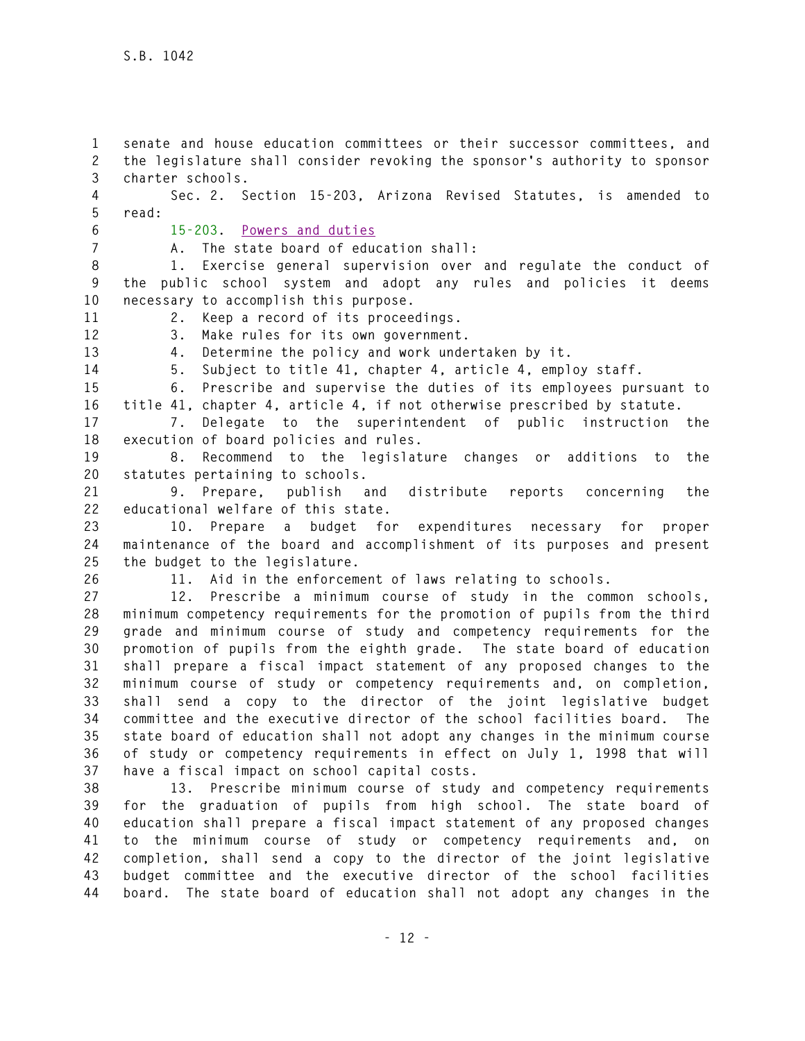senate and house education committees or their successor committees, and the legislature shall consider revoking the sponsor's authority to sponsor charter schools.

Sec. 2. Section 15-203, Arizona Revised Statutes, is amended to read:

15-203. Powers and duties

A. The state board of education shall:

1. Exercise general supervision over and regulate the conduct of the public school system and adopt any rules and policies it deems necessary to accomplish this purpose.

2. Keep a record of its proceedings.

3. Make rules for its own government.

4. Determine the policy and work undertaken by it.

5. Subject to title 41, chapter 4, article 4, employ staff.

6. Prescribe and supervise the duties of its employees pursuant to title 41, chapter 4, article 4, if not otherwise prescribed by statute.

7. Delegate to the superintendent of public instruction the execution of board policies and rules.

8. Recommend to the legislature changes or additions to the statutes pertaining to schools.

9. Prepare, publish and distribute reports concerning the educational welfare of this state.

10. Prepare a budget for expenditures necessary for proper maintenance of the board and accomplishment of its purposes and present the budget to the legislature.

11. Aid in the enforcement of laws relating to schools.

12. Prescribe a minimum course of study in the common schools, minimum competency requirements for the promotion of pupils from the third grade and minimum course of study and competency requirements for the promotion of pupils from the eighth grade. The state board of education shall prepare a fiscal impact statement of any proposed changes to the minimum course of study or competency requirements and, on completion, shall send a copy to the director of the joint legislative budget committee and the executive director of the school facilities board. The state board of education shall not adopt any changes in the minimum course of study or competency requirements in effect on July 1, 1998 that will have a fiscal impact on school capital costs.

13. Prescribe minimum course of study and competency requirements for the graduation of pupils from high school. The state board of education shall prepare a fiscal impact statement of any proposed changes to the minimum course of study or competency requirements and, on completion, shall send a copy to the director of the joint legislative budget committee and the executive director of the school facilities board. The state board of education shall not adopt any changes in the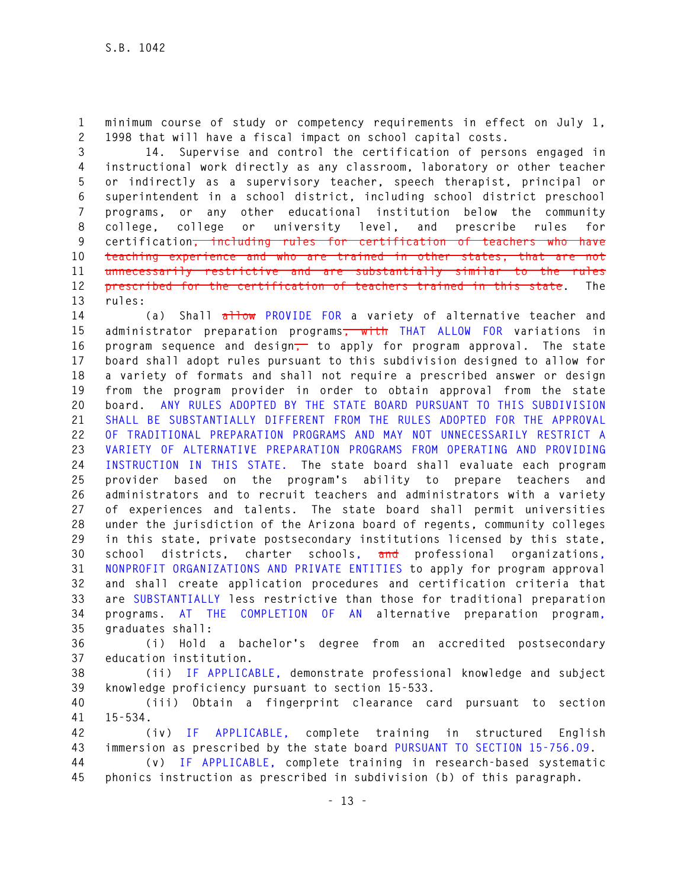minimum course of study or competency requirements in effect on July 1, 1998 that will have a fiscal impact on school capital costs.

14. Supervise and control the certification of persons engaged in instructional work directly as any classroom, laboratory or other teacher or indirectly as a supervisory teacher, speech therapist, principal or superintendent in a school district, including school district preschool programs, or any other educational institution below the community college, college or university level, and prescribe rules for certification~~, including rules for certification of teachers who have teaching experience and who are trained in other states, that are not unnecessarily restrictive and are substantially similar to the rules prescribed for the certification of teachers trained in this state~~. The rules:

(a) Shall ~~allow~~ PROVIDE FOR a variety of alternative teacher and administrator preparation programs~~, with~~ THAT ALLOW FOR variations in program sequence and design~~,~~ to apply for program approval. The state board shall adopt rules pursuant to this subdivision designed to allow for a variety of formats and shall not require a prescribed answer or design from the program provider in order to obtain approval from the state board. ANY RULES ADOPTED BY THE STATE BOARD PURSUANT TO THIS SUBDIVISION SHALL BE SUBSTANTIALLY DIFFERENT FROM THE RULES ADOPTED FOR THE APPROVAL OF TRADITIONAL PREPARATION PROGRAMS AND MAY NOT UNNECESSARILY RESTRICT A VARIETY OF ALTERNATIVE PREPARATION PROGRAMS FROM OPERATING AND PROVIDING INSTRUCTION IN THIS STATE. The state board shall evaluate each program provider based on the program's ability to prepare teachers and administrators and to recruit teachers and administrators with a variety of experiences and talents. The state board shall permit universities under the jurisdiction of the Arizona board of regents, community colleges in this state, private postsecondary institutions licensed by this state, school districts, charter schools, ~~and~~ professional organizations, NONPROFIT ORGANIZATIONS AND PRIVATE ENTITIES to apply for program approval and shall create application procedures and certification criteria that are SUBSTANTIALLY less restrictive than those for traditional preparation programs. AT THE COMPLETION OF AN alternative preparation program, graduates shall:

(i) Hold a bachelor's degree from an accredited postsecondary education institution.

(ii) IF APPLICABLE, demonstrate professional knowledge and subject knowledge proficiency pursuant to section 15-533.

(iii) Obtain a fingerprint clearance card pursuant to section 15-534.

(iv) IF APPLICABLE, complete training in structured English immersion as prescribed by the state board PURSUANT TO SECTION 15-756.09.

(v) IF APPLICABLE, complete training in research-based systematic phonics instruction as prescribed in subdivision (b) of this paragraph.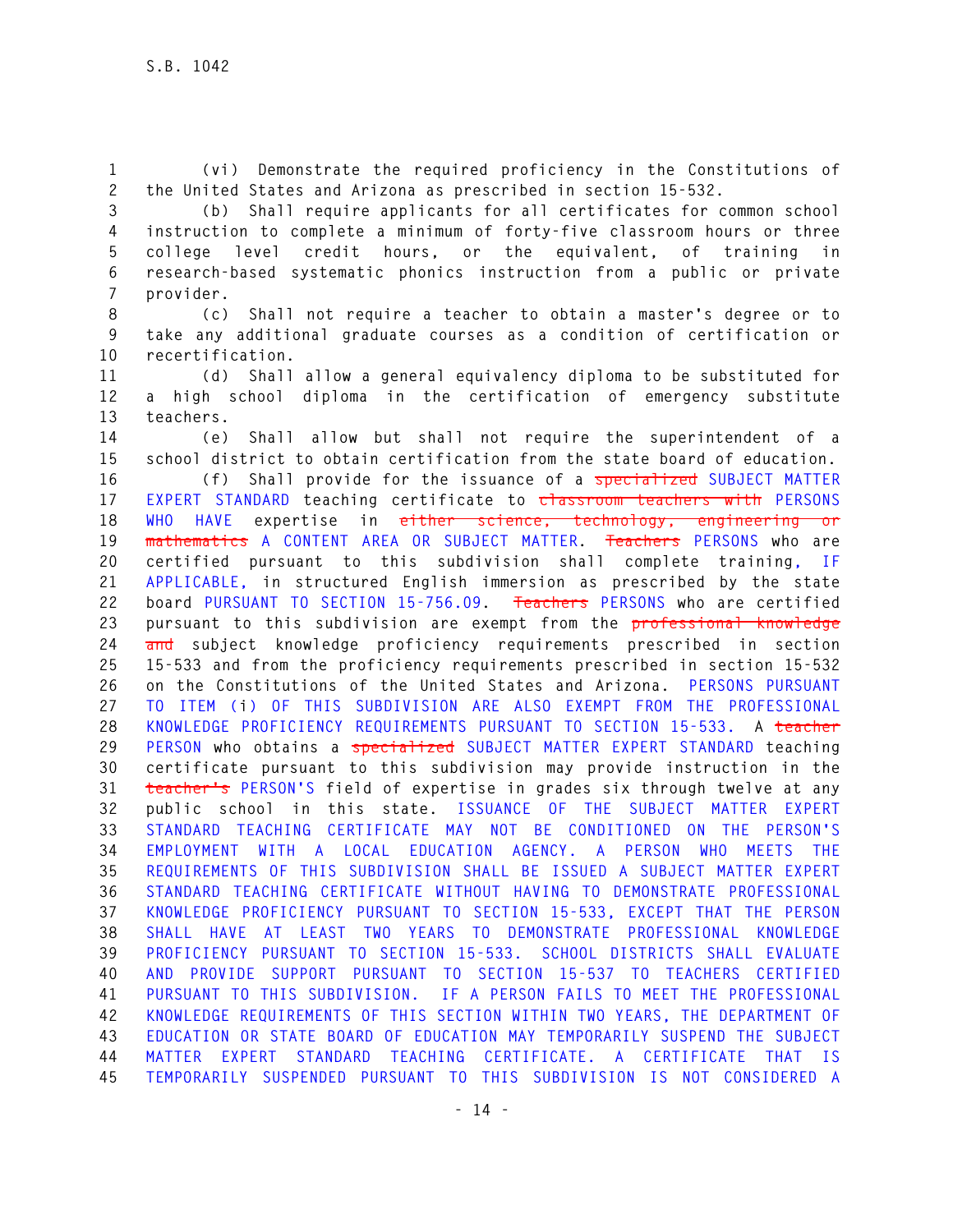(vi) Demonstrate the required proficiency in the Constitutions of the United States and Arizona as prescribed in section 15-532.

(b) Shall require applicants for all certificates for common school instruction to complete a minimum of forty-five classroom hours or three college level credit hours, or the equivalent, of training in research-based systematic phonics instruction from a public or private provider.

(c) Shall not require a teacher to obtain a master's degree or to take any additional graduate courses as a condition of certification or recertification.

(d) Shall allow a general equivalency diploma to be substituted for a high school diploma in the certification of emergency substitute teachers.

(e) Shall allow but shall not require the superintendent of a school district to obtain certification from the state board of education.

(f) Shall provide for the issuance of a ~~specialized~~ SUBJECT MATTER EXPERT STANDARD teaching certificate to ~~classroom teachers with~~ PERSONS WHO HAVE expertise in ~~either science, technology, engineering or mathematics~~ A CONTENT AREA OR SUBJECT MATTER. ~~Teachers~~ PERSONS who are certified pursuant to this subdivision shall complete training, IF APPLICABLE, in structured English immersion as prescribed by the state board PURSUANT TO SECTION 15-756.09. ~~Teachers~~ PERSONS who are certified pursuant to this subdivision are exempt from the ~~professional knowledge and~~ subject knowledge proficiency requirements prescribed in section 15-533 and from the proficiency requirements prescribed in section 15-532 on the Constitutions of the United States and Arizona. PERSONS PURSUANT TO ITEM (i) OF THIS SUBDIVISION ARE ALSO EXEMPT FROM THE PROFESSIONAL KNOWLEDGE PROFICIENCY REQUIREMENTS PURSUANT TO SECTION 15-533. A ~~teacher~~ PERSON who obtains a ~~specialized~~ SUBJECT MATTER EXPERT STANDARD teaching certificate pursuant to this subdivision may provide instruction in the ~~teacher's~~ PERSON'S field of expertise in grades six through twelve at any public school in this state. ISSUANCE OF THE SUBJECT MATTER EXPERT STANDARD TEACHING CERTIFICATE MAY NOT BE CONDITIONED ON THE PERSON'S EMPLOYMENT WITH A LOCAL EDUCATION AGENCY. A PERSON WHO MEETS THE REQUIREMENTS OF THIS SUBDIVISION SHALL BE ISSUED A SUBJECT MATTER EXPERT STANDARD TEACHING CERTIFICATE WITHOUT HAVING TO DEMONSTRATE PROFESSIONAL KNOWLEDGE PROFICIENCY PURSUANT TO SECTION 15-533, EXCEPT THAT THE PERSON SHALL HAVE AT LEAST TWO YEARS TO DEMONSTRATE PROFESSIONAL KNOWLEDGE PROFICIENCY PURSUANT TO SECTION 15-533. SCHOOL DISTRICTS SHALL EVALUATE AND PROVIDE SUPPORT PURSUANT TO SECTION 15-537 TO TEACHERS CERTIFIED PURSUANT TO THIS SUBDIVISION. IF A PERSON FAILS TO MEET THE PROFESSIONAL KNOWLEDGE REQUIREMENTS OF THIS SECTION WITHIN TWO YEARS, THE DEPARTMENT OF EDUCATION OR STATE BOARD OF EDUCATION MAY TEMPORARILY SUSPEND THE SUBJECT MATTER EXPERT STANDARD TEACHING CERTIFICATE. A CERTIFICATE THAT IS TEMPORARILY SUSPENDED PURSUANT TO THIS SUBDIVISION IS NOT CONSIDERED A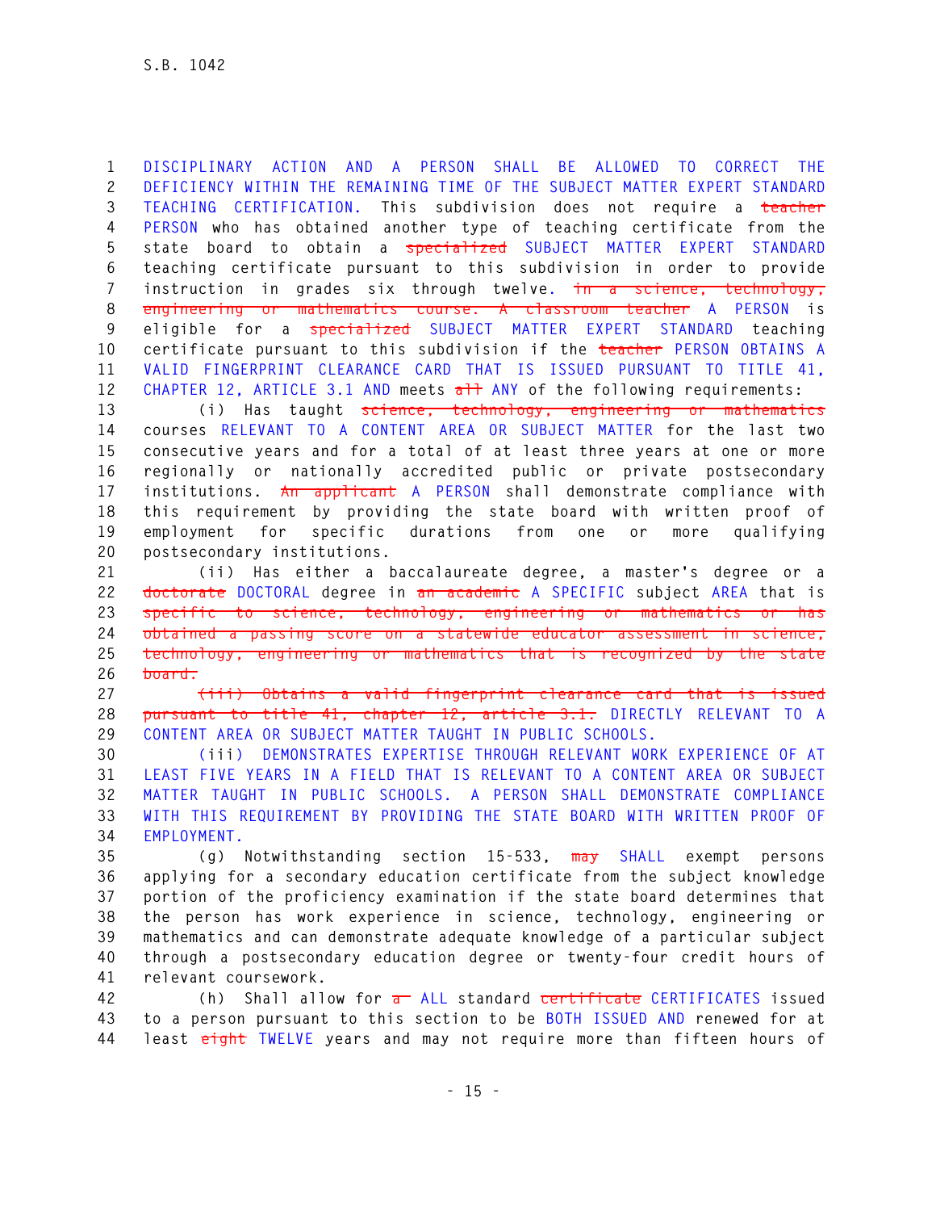DISCIPLINARY ACTION AND A PERSON SHALL BE ALLOWED TO CORRECT THE DEFICIENCY WITHIN THE REMAINING TIME OF THE SUBJECT MATTER EXPERT STANDARD TEACHING CERTIFICATION. This subdivision does not require a ~~teacher~~ PERSON who has obtained another type of teaching certificate from the state board to obtain a ~~specialized~~ SUBJECT MATTER EXPERT STANDARD teaching certificate pursuant to this subdivision in order to provide instruction in grades six through twelve. ~~in a science, technology, engineering or mathematics course. A classroom teacher~~ A PERSON is eligible for a ~~specialized~~ SUBJECT MATTER EXPERT STANDARD teaching certificate pursuant to this subdivision if the ~~teacher~~ PERSON OBTAINS A VALID FINGERPRINT CLEARANCE CARD THAT IS ISSUED PURSUANT TO TITLE 41, CHAPTER 12, ARTICLE 3.1 AND meets ~~all~~ ANY of the following requirements:

(i) Has taught ~~science, technology, engineering or mathematics~~ courses RELEVANT TO A CONTENT AREA OR SUBJECT MATTER for the last two consecutive years and for a total of at least three years at one or more regionally or nationally accredited public or private postsecondary institutions. ~~An applicant~~ A PERSON shall demonstrate compliance with this requirement by providing the state board with written proof of employment for specific durations from one or more qualifying postsecondary institutions.

(ii) Has either a baccalaureate degree, a master's degree or a ~~doctorate~~ DOCTORAL degree in ~~an academic~~ A SPECIFIC subject AREA that is ~~specific to science, technology, engineering or mathematics or has obtained a passing score on a statewide educator assessment in science, technology, engineering or mathematics that is recognized by the state board.~~

~~(iii) Obtains a valid fingerprint clearance card that is issued pursuant to title 41, chapter 12, article 3.1.~~ DIRECTLY RELEVANT TO A CONTENT AREA OR SUBJECT MATTER TAUGHT IN PUBLIC SCHOOLS.

(iii) DEMONSTRATES EXPERTISE THROUGH RELEVANT WORK EXPERIENCE OF AT LEAST FIVE YEARS IN A FIELD THAT IS RELEVANT TO A CONTENT AREA OR SUBJECT MATTER TAUGHT IN PUBLIC SCHOOLS. A PERSON SHALL DEMONSTRATE COMPLIANCE WITH THIS REQUIREMENT BY PROVIDING THE STATE BOARD WITH WRITTEN PROOF OF EMPLOYMENT.

(g) Notwithstanding section 15-533, ~~may~~ SHALL exempt persons applying for a secondary education certificate from the subject knowledge portion of the proficiency examination if the state board determines that the person has work experience in science, technology, engineering or mathematics and can demonstrate adequate knowledge of a particular subject through a postsecondary education degree or twenty-four credit hours of relevant coursework.

(h) Shall allow for ~~a~~ ALL standard ~~certificate~~ CERTIFICATES issued to a person pursuant to this section to be BOTH ISSUED AND renewed for at least ~~eight~~ TWELVE years and may not require more than fifteen hours of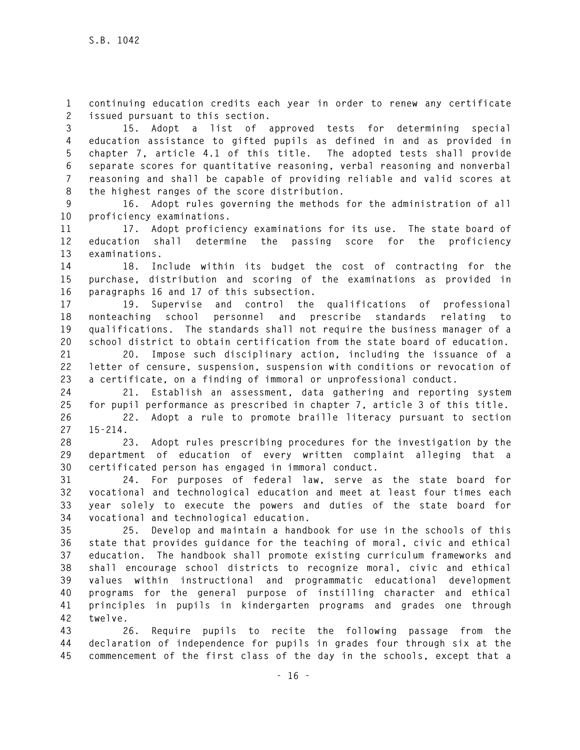continuing education credits each year in order to renew any certificate issued pursuant to this section.

15. Adopt a list of approved tests for determining special education assistance to gifted pupils as defined in and as provided in chapter 7, article 4.1 of this title. The adopted tests shall provide separate scores for quantitative reasoning, verbal reasoning and nonverbal reasoning and shall be capable of providing reliable and valid scores at the highest ranges of the score distribution.

16. Adopt rules governing the methods for the administration of all proficiency examinations.

17. Adopt proficiency examinations for its use. The state board of education shall determine the passing score for the proficiency examinations.

18. Include within its budget the cost of contracting for the purchase, distribution and scoring of the examinations as provided in paragraphs 16 and 17 of this subsection.

19. Supervise and control the qualifications of professional nonteaching school personnel and prescribe standards relating to qualifications. The standards shall not require the business manager of a school district to obtain certification from the state board of education.

20. Impose such disciplinary action, including the issuance of a letter of censure, suspension, suspension with conditions or revocation of a certificate, on a finding of immoral or unprofessional conduct.

21. Establish an assessment, data gathering and reporting system for pupil performance as prescribed in chapter 7, article 3 of this title.

22. Adopt a rule to promote braille literacy pursuant to section 15-214.

23. Adopt rules prescribing procedures for the investigation by the department of education of every written complaint alleging that a certificated person has engaged in immoral conduct.

24. For purposes of federal law, serve as the state board for vocational and technological education and meet at least four times each year solely to execute the powers and duties of the state board for vocational and technological education.

25. Develop and maintain a handbook for use in the schools of this state that provides guidance for the teaching of moral, civic and ethical education. The handbook shall promote existing curriculum frameworks and shall encourage school districts to recognize moral, civic and ethical values within instructional and programmatic educational development programs for the general purpose of instilling character and ethical principles in pupils in kindergarten programs and grades one through twelve.

26. Require pupils to recite the following passage from the declaration of independence for pupils in grades four through six at the commencement of the first class of the day in the schools, except that a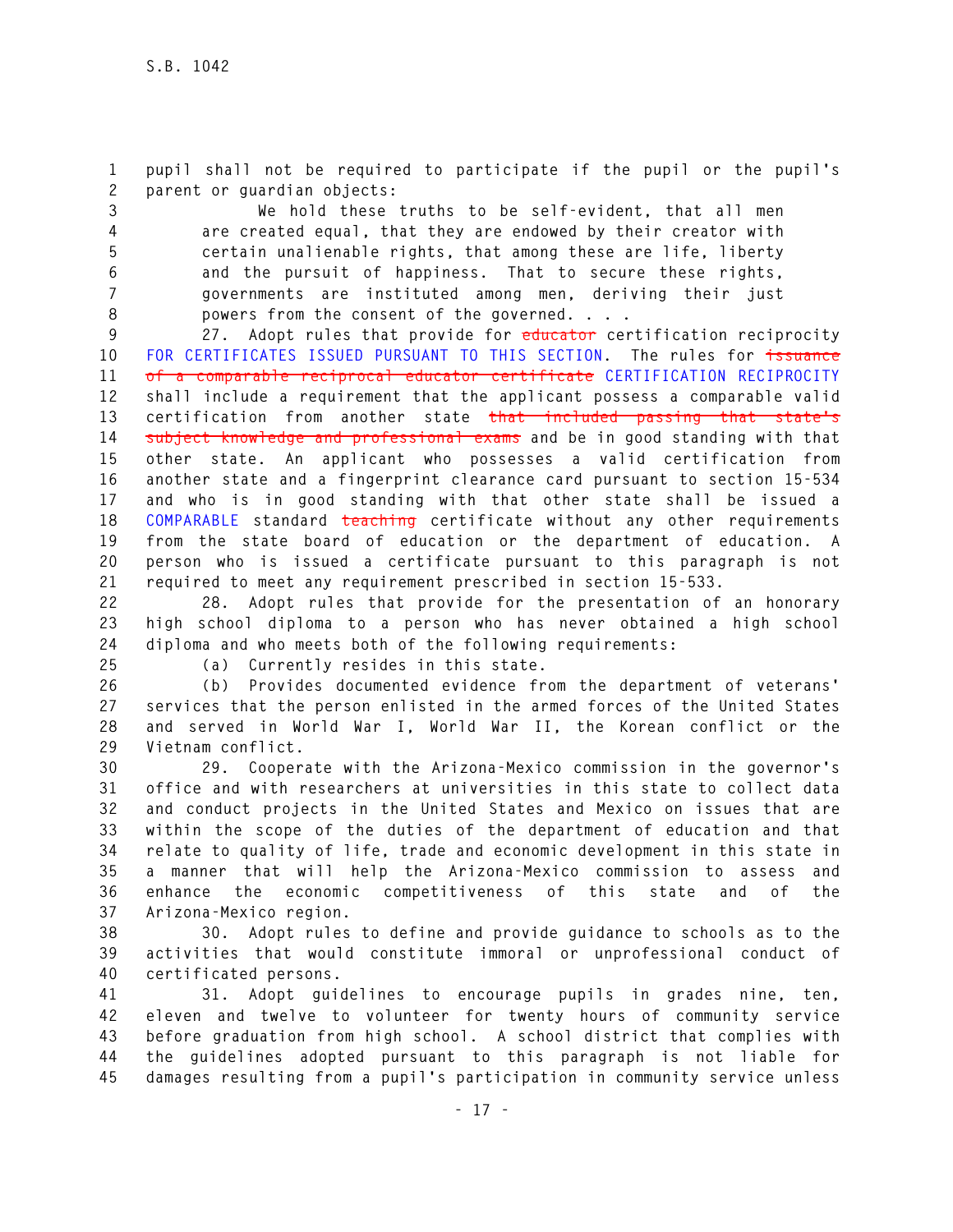pupil shall not be required to participate if the pupil or the pupil's parent or guardian objects:

> We hold these truths to be self-evident, that all men are created equal, that they are endowed by their creator with certain unalienable rights, that among these are life, liberty and the pursuit of happiness. That to secure these rights, governments are instituted among men, deriving their just powers from the consent of the governed. . . .

27. Adopt rules that provide for ~~educator~~ certification reciprocity FOR CERTIFICATES ISSUED PURSUANT TO THIS SECTION. The rules for ~~issuance of a comparable reciprocal educator certificate~~ CERTIFICATION RECIPROCITY shall include a requirement that the applicant possess a comparable valid certification from another state ~~that included passing that state's subject knowledge and professional exams~~ and be in good standing with that other state. An applicant who possesses a valid certification from another state and a fingerprint clearance card pursuant to section 15-534 and who is in good standing with that other state shall be issued a COMPARABLE standard ~~teaching~~ certificate without any other requirements from the state board of education or the department of education. A person who is issued a certificate pursuant to this paragraph is not required to meet any requirement prescribed in section 15-533.

28. Adopt rules that provide for the presentation of an honorary high school diploma to a person who has never obtained a high school diploma and who meets both of the following requirements:

(a) Currently resides in this state.

(b) Provides documented evidence from the department of veterans' services that the person enlisted in the armed forces of the United States and served in World War I, World War II, the Korean conflict or the Vietnam conflict.

29. Cooperate with the Arizona-Mexico commission in the governor's office and with researchers at universities in this state to collect data and conduct projects in the United States and Mexico on issues that are within the scope of the duties of the department of education and that relate to quality of life, trade and economic development in this state in a manner that will help the Arizona-Mexico commission to assess and enhance the economic competitiveness of this state and of the Arizona-Mexico region.

30. Adopt rules to define and provide guidance to schools as to the activities that would constitute immoral or unprofessional conduct of certificated persons.

31. Adopt guidelines to encourage pupils in grades nine, ten, eleven and twelve to volunteer for twenty hours of community service before graduation from high school. A school district that complies with the guidelines adopted pursuant to this paragraph is not liable for damages resulting from a pupil's participation in community service unless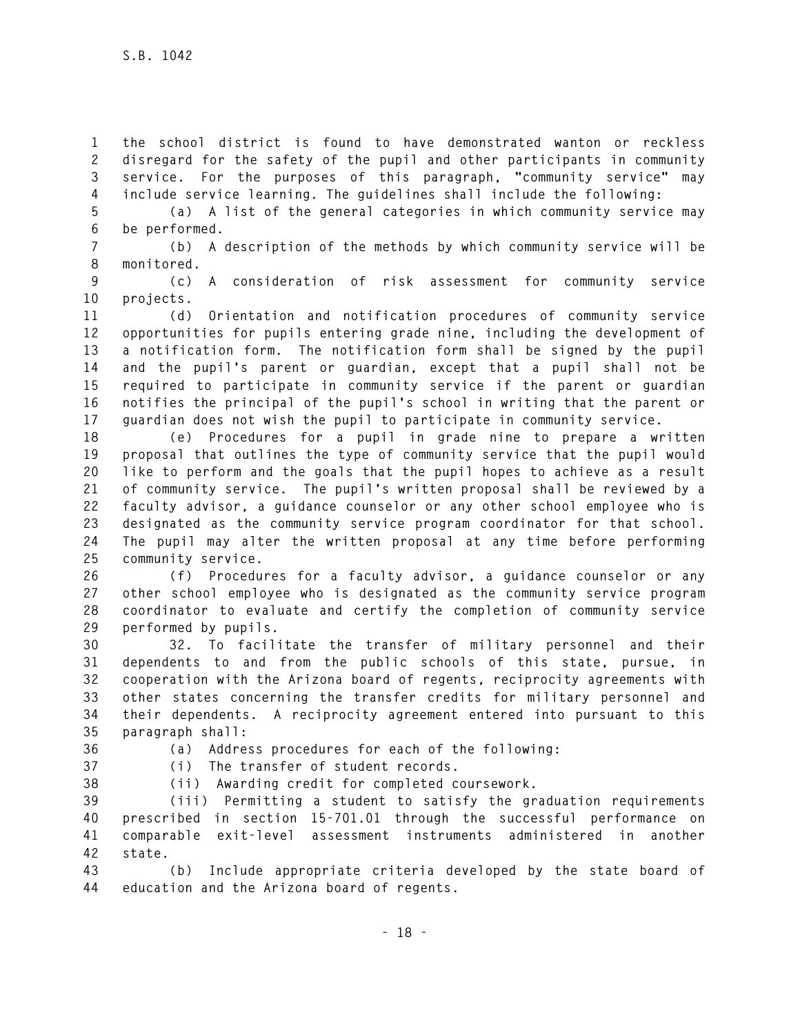the school district is found to have demonstrated wanton or reckless disregard for the safety of the pupil and other participants in community service. For the purposes of this paragraph, "community service" may include service learning. The guidelines shall include the following:

(a) A list of the general categories in which community service may be performed.

(b) A description of the methods by which community service will be monitored.

(c) A consideration of risk assessment for community service projects.

(d) Orientation and notification procedures of community service opportunities for pupils entering grade nine, including the development of a notification form. The notification form shall be signed by the pupil and the pupil's parent or guardian, except that a pupil shall not be required to participate in community service if the parent or guardian notifies the principal of the pupil's school in writing that the parent or guardian does not wish the pupil to participate in community service.

(e) Procedures for a pupil in grade nine to prepare a written proposal that outlines the type of community service that the pupil would like to perform and the goals that the pupil hopes to achieve as a result of community service. The pupil's written proposal shall be reviewed by a faculty advisor, a guidance counselor or any other school employee who is designated as the community service program coordinator for that school. The pupil may alter the written proposal at any time before performing community service.

(f) Procedures for a faculty advisor, a guidance counselor or any other school employee who is designated as the community service program coordinator to evaluate and certify the completion of community service performed by pupils.

32. To facilitate the transfer of military personnel and their dependents to and from the public schools of this state, pursue, in cooperation with the Arizona board of regents, reciprocity agreements with other states concerning the transfer credits for military personnel and their dependents. A reciprocity agreement entered into pursuant to this paragraph shall:

(a) Address procedures for each of the following:

(i) The transfer of student records.

(ii) Awarding credit for completed coursework.

(iii) Permitting a student to satisfy the graduation requirements prescribed in section 15-701.01 through the successful performance on comparable exit-level assessment instruments administered in another state.

(b) Include appropriate criteria developed by the state board of education and the Arizona board of regents.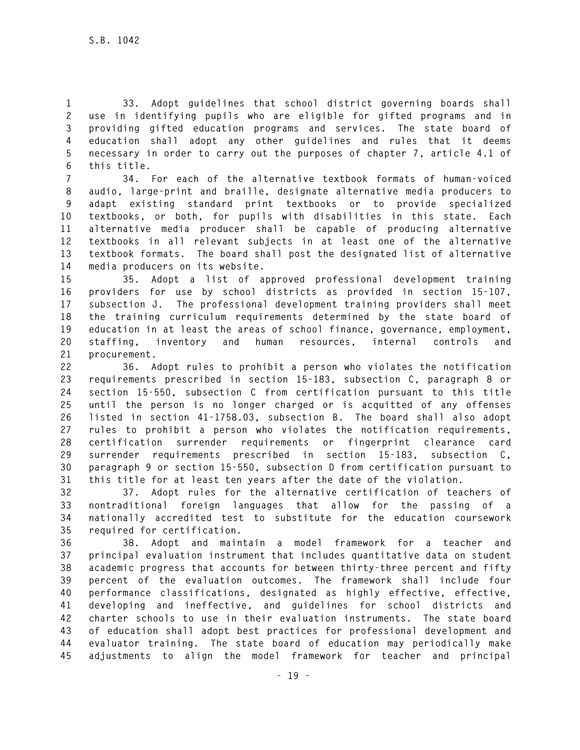33. Adopt guidelines that school district governing boards shall use in identifying pupils who are eligible for gifted programs and in providing gifted education programs and services. The state board of education shall adopt any other guidelines and rules that it deems necessary in order to carry out the purposes of chapter 7, article 4.1 of this title.

34. For each of the alternative textbook formats of human-voiced audio, large-print and braille, designate alternative media producers to adapt existing standard print textbooks or to provide specialized textbooks, or both, for pupils with disabilities in this state. Each alternative media producer shall be capable of producing alternative textbooks in all relevant subjects in at least one of the alternative textbook formats. The board shall post the designated list of alternative media producers on its website.

35. Adopt a list of approved professional development training providers for use by school districts as provided in section 15-107, subsection J. The professional development training providers shall meet the training curriculum requirements determined by the state board of education in at least the areas of school finance, governance, employment, staffing, inventory and human resources, internal controls and procurement.

36. Adopt rules to prohibit a person who violates the notification requirements prescribed in section 15-183, subsection C, paragraph 8 or section 15-550, subsection C from certification pursuant to this title until the person is no longer charged or is acquitted of any offenses listed in section 41-1758.03, subsection B. The board shall also adopt rules to prohibit a person who violates the notification requirements, certification surrender requirements or fingerprint clearance card surrender requirements prescribed in section 15-183, subsection C, paragraph 9 or section 15-550, subsection D from certification pursuant to this title for at least ten years after the date of the violation.

37. Adopt rules for the alternative certification of teachers of nontraditional foreign languages that allow for the passing of a nationally accredited test to substitute for the education coursework required for certification.

38. Adopt and maintain a model framework for a teacher and principal evaluation instrument that includes quantitative data on student academic progress that accounts for between thirty-three percent and fifty percent of the evaluation outcomes. The framework shall include four performance classifications, designated as highly effective, effective, developing and ineffective, and guidelines for school districts and charter schools to use in their evaluation instruments. The state board of education shall adopt best practices for professional development and evaluator training. The state board of education may periodically make adjustments to align the model framework for teacher and principal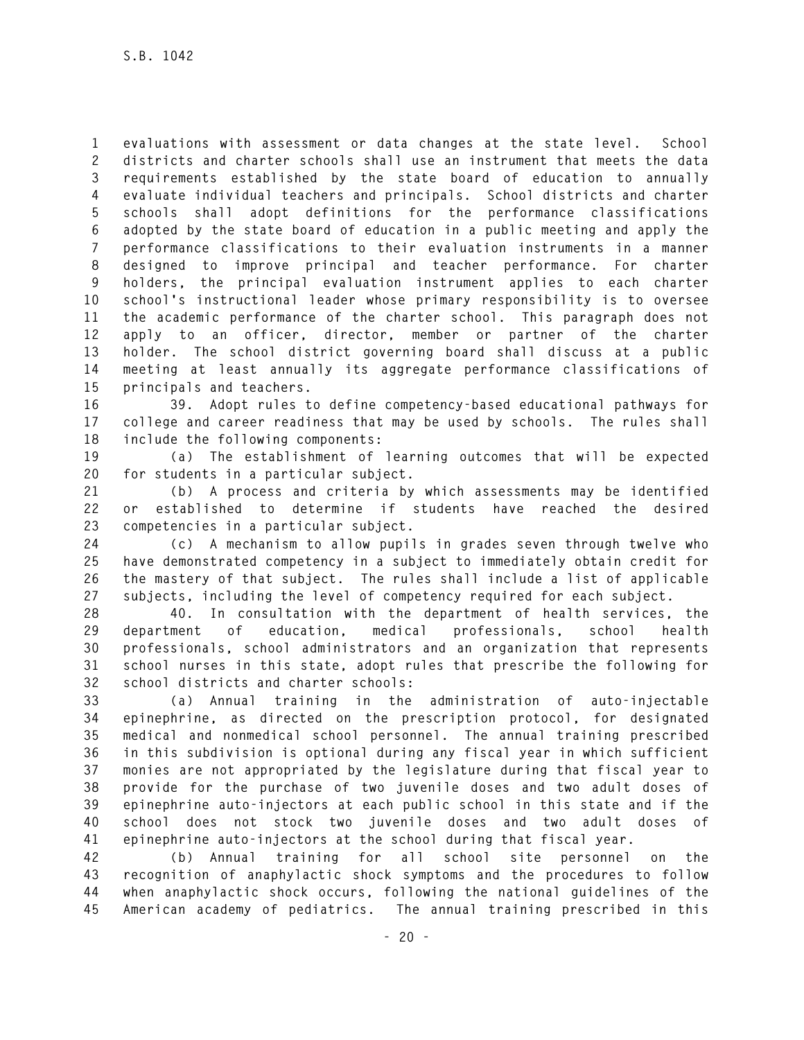evaluations with assessment or data changes at the state level. School districts and charter schools shall use an instrument that meets the data requirements established by the state board of education to annually evaluate individual teachers and principals. School districts and charter schools shall adopt definitions for the performance classifications adopted by the state board of education in a public meeting and apply the performance classifications to their evaluation instruments in a manner designed to improve principal and teacher performance. For charter holders, the principal evaluation instrument applies to each charter school's instructional leader whose primary responsibility is to oversee the academic performance of the charter school. This paragraph does not apply to an officer, director, member or partner of the charter holder. The school district governing board shall discuss at a public meeting at least annually its aggregate performance classifications of principals and teachers.

39. Adopt rules to define competency-based educational pathways for college and career readiness that may be used by schools. The rules shall include the following components:

(a) The establishment of learning outcomes that will be expected for students in a particular subject.

(b) A process and criteria by which assessments may be identified or established to determine if students have reached the desired competencies in a particular subject.

(c) A mechanism to allow pupils in grades seven through twelve who have demonstrated competency in a subject to immediately obtain credit for the mastery of that subject. The rules shall include a list of applicable subjects, including the level of competency required for each subject.

40. In consultation with the department of health services, the department of education, medical professionals, school health professionals, school administrators and an organization that represents school nurses in this state, adopt rules that prescribe the following for school districts and charter schools:

(a) Annual training in the administration of auto-injectable epinephrine, as directed on the prescription protocol, for designated medical and nonmedical school personnel. The annual training prescribed in this subdivision is optional during any fiscal year in which sufficient monies are not appropriated by the legislature during that fiscal year to provide for the purchase of two juvenile doses and two adult doses of epinephrine auto-injectors at each public school in this state and if the school does not stock two juvenile doses and two adult doses of epinephrine auto-injectors at the school during that fiscal year.

(b) Annual training for all school site personnel on the recognition of anaphylactic shock symptoms and the procedures to follow when anaphylactic shock occurs, following the national guidelines of the American academy of pediatrics. The annual training prescribed in this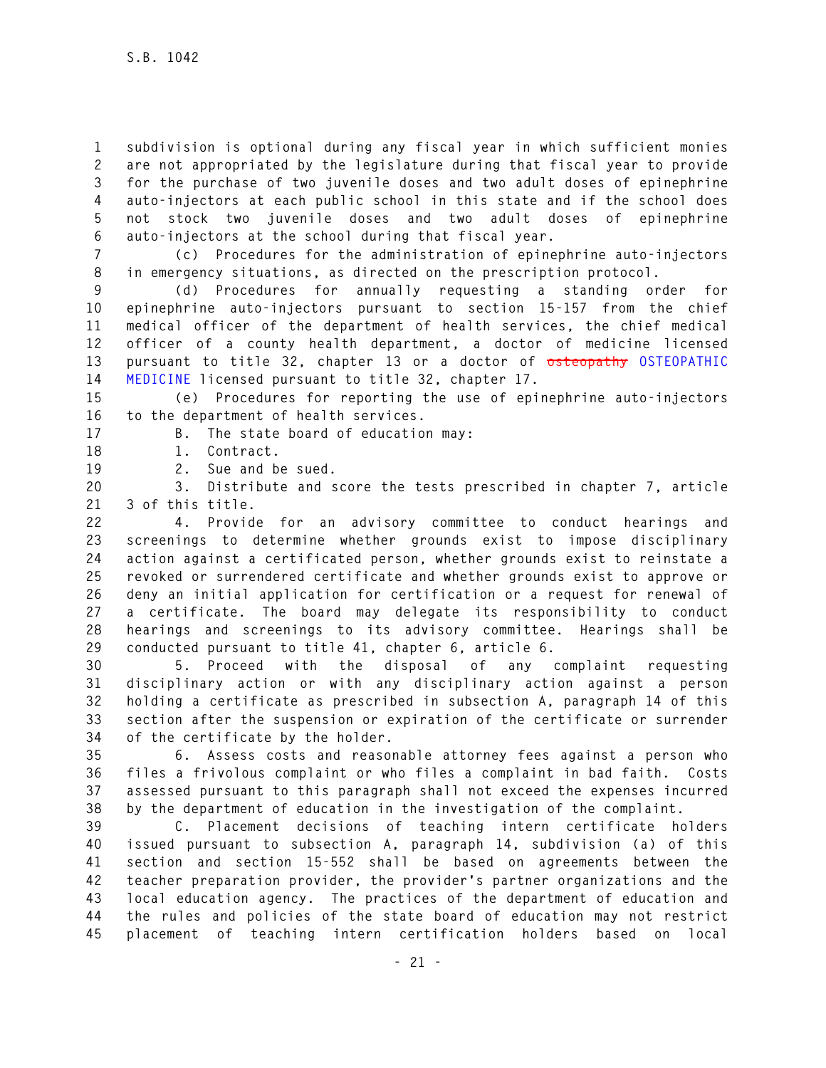subdivision is optional during any fiscal year in which sufficient monies are not appropriated by the legislature during that fiscal year to provide for the purchase of two juvenile doses and two adult doses of epinephrine auto-injectors at each public school in this state and if the school does not stock two juvenile doses and two adult doses of epinephrine auto-injectors at the school during that fiscal year.

(c) Procedures for the administration of epinephrine auto-injectors in emergency situations, as directed on the prescription protocol.

(d) Procedures for annually requesting a standing order for epinephrine auto-injectors pursuant to section 15-157 from the chief medical officer of the department of health services, the chief medical officer of a county health department, a doctor of medicine licensed pursuant to title 32, chapter 13 or a doctor of ~~osteopathy~~ OSTEOPATHIC MEDICINE licensed pursuant to title 32, chapter 17.

(e) Procedures for reporting the use of epinephrine auto-injectors to the department of health services.

B. The state board of education may:

1. Contract.

2. Sue and be sued.

3. Distribute and score the tests prescribed in chapter 7, article 3 of this title.

4. Provide for an advisory committee to conduct hearings and screenings to determine whether grounds exist to impose disciplinary action against a certificated person, whether grounds exist to reinstate a revoked or surrendered certificate and whether grounds exist to approve or deny an initial application for certification or a request for renewal of a certificate. The board may delegate its responsibility to conduct hearings and screenings to its advisory committee. Hearings shall be conducted pursuant to title 41, chapter 6, article 6.

5. Proceed with the disposal of any complaint requesting disciplinary action or with any disciplinary action against a person holding a certificate as prescribed in subsection A, paragraph 14 of this section after the suspension or expiration of the certificate or surrender of the certificate by the holder.

6. Assess costs and reasonable attorney fees against a person who files a frivolous complaint or who files a complaint in bad faith. Costs assessed pursuant to this paragraph shall not exceed the expenses incurred by the department of education in the investigation of the complaint.

C. Placement decisions of teaching intern certificate holders issued pursuant to subsection A, paragraph 14, subdivision (a) of this section and section 15-552 shall be based on agreements between the teacher preparation provider, the provider's partner organizations and the local education agency. The practices of the department of education and the rules and policies of the state board of education may not restrict placement of teaching intern certification holders based on local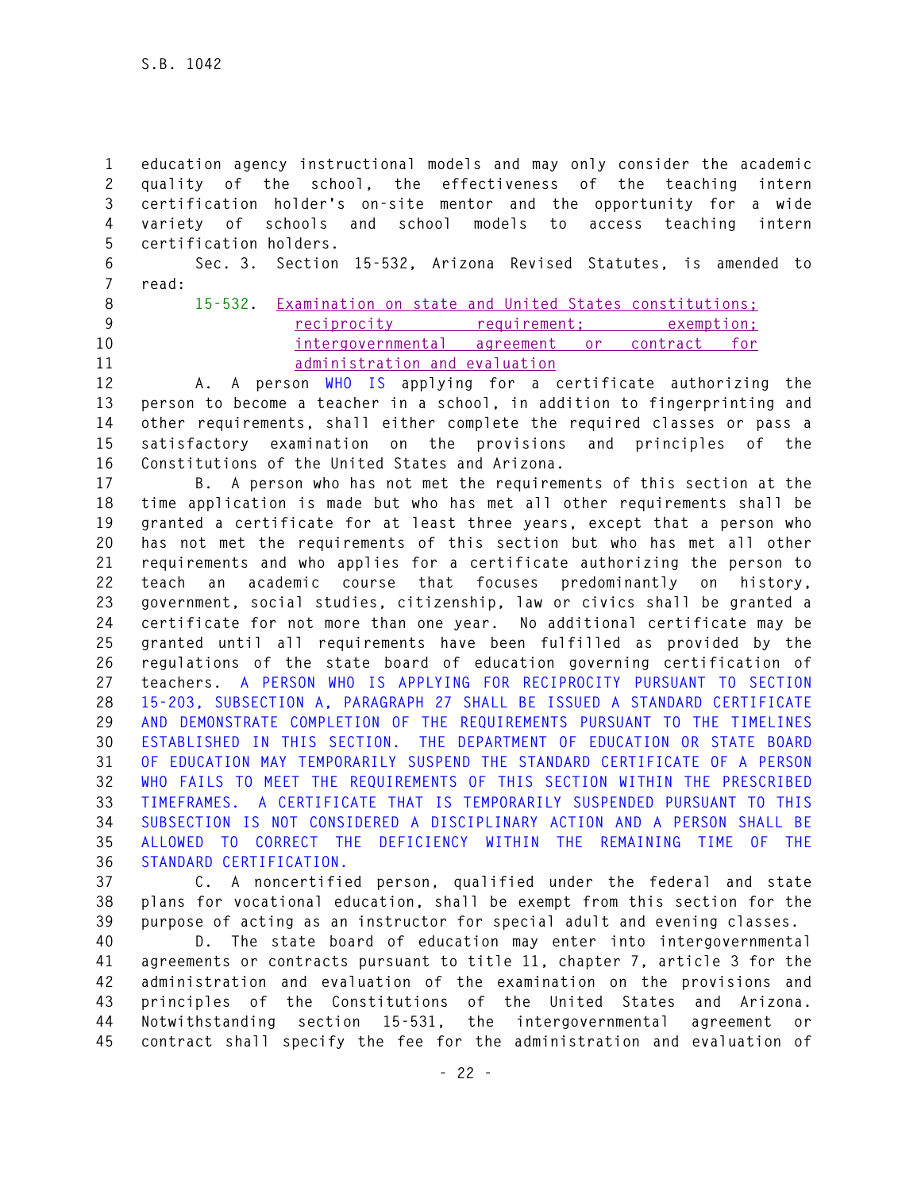education agency instructional models and may only consider the academic quality of the school, the effectiveness of the teaching intern certification holder's on-site mentor and the opportunity for a wide variety of schools and school models to access teaching intern certification holders.

Sec. 3. Section 15-532, Arizona Revised Statutes, is amended to read:

15-532. Examination on state and United States constitutions; reciprocity requirement; exemption; intergovernmental agreement or contract for administration and evaluation

A. A person WHO IS applying for a certificate authorizing the person to become a teacher in a school, in addition to fingerprinting and other requirements, shall either complete the required classes or pass a satisfactory examination on the provisions and principles of the Constitutions of the United States and Arizona.

B. A person who has not met the requirements of this section at the time application is made but who has met all other requirements shall be granted a certificate for at least three years, except that a person who has not met the requirements of this section but who has met all other requirements and who applies for a certificate authorizing the person to teach an academic course that focuses predominantly on history, government, social studies, citizenship, law or civics shall be granted a certificate for not more than one year. No additional certificate may be granted until all requirements have been fulfilled as provided by the regulations of the state board of education governing certification of teachers. A PERSON WHO IS APPLYING FOR RECIPROCITY PURSUANT TO SECTION 15-203, SUBSECTION A, PARAGRAPH 27 SHALL BE ISSUED A STANDARD CERTIFICATE AND DEMONSTRATE COMPLETION OF THE REQUIREMENTS PURSUANT TO THE TIMELINES ESTABLISHED IN THIS SECTION. THE DEPARTMENT OF EDUCATION OR STATE BOARD OF EDUCATION MAY TEMPORARILY SUSPEND THE STANDARD CERTIFICATE OF A PERSON WHO FAILS TO MEET THE REQUIREMENTS OF THIS SECTION WITHIN THE PRESCRIBED TIMEFRAMES. A CERTIFICATE THAT IS TEMPORARILY SUSPENDED PURSUANT TO THIS SUBSECTION IS NOT CONSIDERED A DISCIPLINARY ACTION AND A PERSON SHALL BE ALLOWED TO CORRECT THE DEFICIENCY WITHIN THE REMAINING TIME OF THE STANDARD CERTIFICATION.

C. A noncertified person, qualified under the federal and state plans for vocational education, shall be exempt from this section for the purpose of acting as an instructor for special adult and evening classes.

D. The state board of education may enter into intergovernmental agreements or contracts pursuant to title 11, chapter 7, article 3 for the administration and evaluation of the examination on the provisions and principles of the Constitutions of the United States and Arizona. Notwithstanding section 15-531, the intergovernmental agreement or contract shall specify the fee for the administration and evaluation of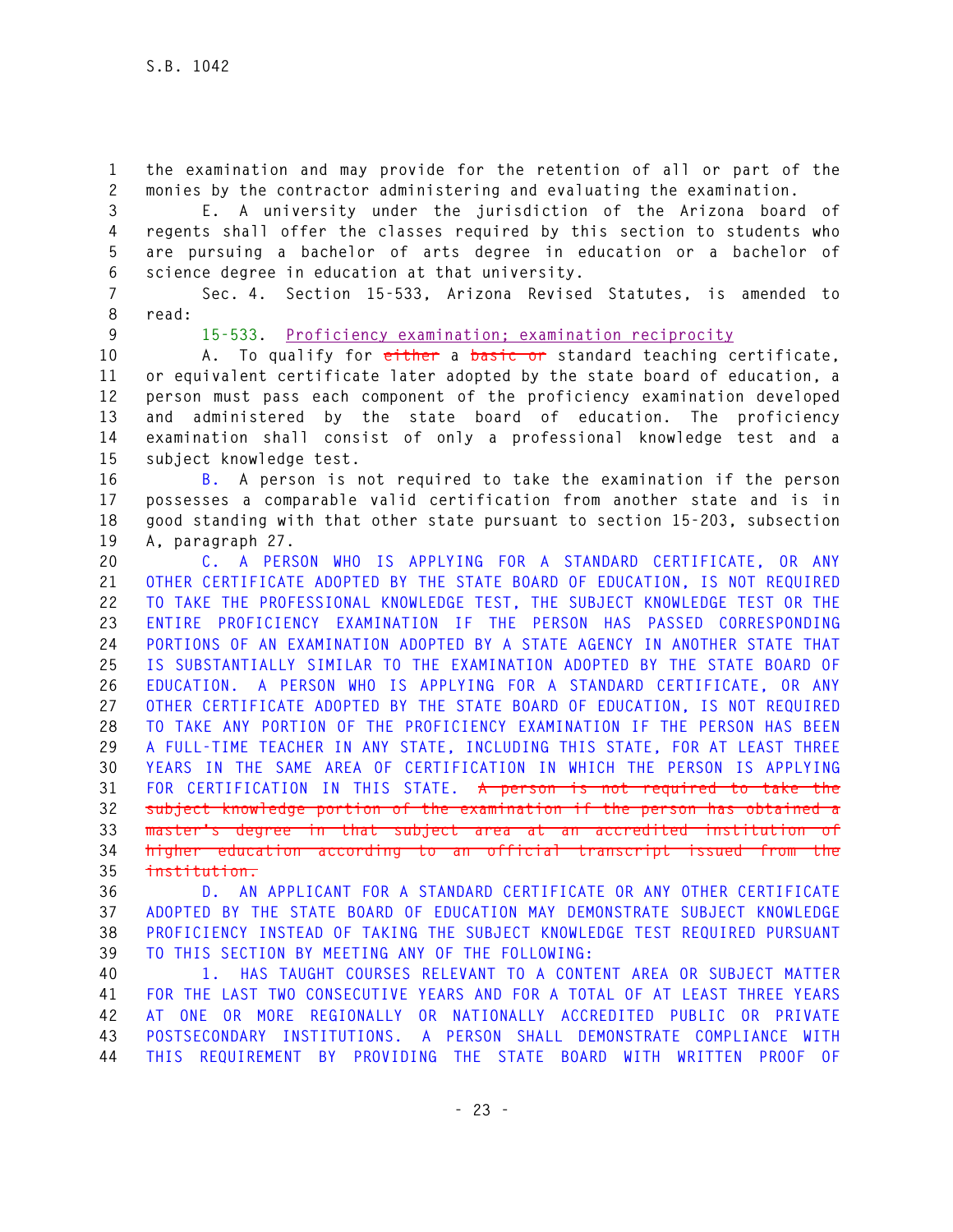the examination and may provide for the retention of all or part of the monies by the contractor administering and evaluating the examination.

E. A university under the jurisdiction of the Arizona board of regents shall offer the classes required by this section to students who are pursuing a bachelor of arts degree in education or a bachelor of science degree in education at that university.

Sec. 4. Section 15-533, Arizona Revised Statutes, is amended to read:

15-533. Proficiency examination; examination reciprocity

A. To qualify for ~~either~~ a ~~basic or~~ standard teaching certificate, or equivalent certificate later adopted by the state board of education, a person must pass each component of the proficiency examination developed and administered by the state board of education. The proficiency examination shall consist of only a professional knowledge test and a subject knowledge test.

B. A person is not required to take the examination if the person possesses a comparable valid certification from another state and is in good standing with that other state pursuant to section 15-203, subsection A, paragraph 27.

C. A PERSON WHO IS APPLYING FOR A STANDARD CERTIFICATE, OR ANY OTHER CERTIFICATE ADOPTED BY THE STATE BOARD OF EDUCATION, IS NOT REQUIRED TO TAKE THE PROFESSIONAL KNOWLEDGE TEST, THE SUBJECT KNOWLEDGE TEST OR THE ENTIRE PROFICIENCY EXAMINATION IF THE PERSON HAS PASSED CORRESPONDING PORTIONS OF AN EXAMINATION ADOPTED BY A STATE AGENCY IN ANOTHER STATE THAT IS SUBSTANTIALLY SIMILAR TO THE EXAMINATION ADOPTED BY THE STATE BOARD OF EDUCATION. A PERSON WHO IS APPLYING FOR A STANDARD CERTIFICATE, OR ANY OTHER CERTIFICATE ADOPTED BY THE STATE BOARD OF EDUCATION, IS NOT REQUIRED TO TAKE ANY PORTION OF THE PROFICIENCY EXAMINATION IF THE PERSON HAS BEEN A FULL-TIME TEACHER IN ANY STATE, INCLUDING THIS STATE, FOR AT LEAST THREE YEARS IN THE SAME AREA OF CERTIFICATION IN WHICH THE PERSON IS APPLYING FOR CERTIFICATION IN THIS STATE. ~~A person is not required to take the subject knowledge portion of the examination if the person has obtained a master's degree in that subject area at an accredited institution of higher education according to an official transcript issued from the institution.~~

D. AN APPLICANT FOR A STANDARD CERTIFICATE OR ANY OTHER CERTIFICATE ADOPTED BY THE STATE BOARD OF EDUCATION MAY DEMONSTRATE SUBJECT KNOWLEDGE PROFICIENCY INSTEAD OF TAKING THE SUBJECT KNOWLEDGE TEST REQUIRED PURSUANT TO THIS SECTION BY MEETING ANY OF THE FOLLOWING:

1. HAS TAUGHT COURSES RELEVANT TO A CONTENT AREA OR SUBJECT MATTER FOR THE LAST TWO CONSECUTIVE YEARS AND FOR A TOTAL OF AT LEAST THREE YEARS AT ONE OR MORE REGIONALLY OR NATIONALLY ACCREDITED PUBLIC OR PRIVATE POSTSECONDARY INSTITUTIONS. A PERSON SHALL DEMONSTRATE COMPLIANCE WITH THIS REQUIREMENT BY PROVIDING THE STATE BOARD WITH WRITTEN PROOF OF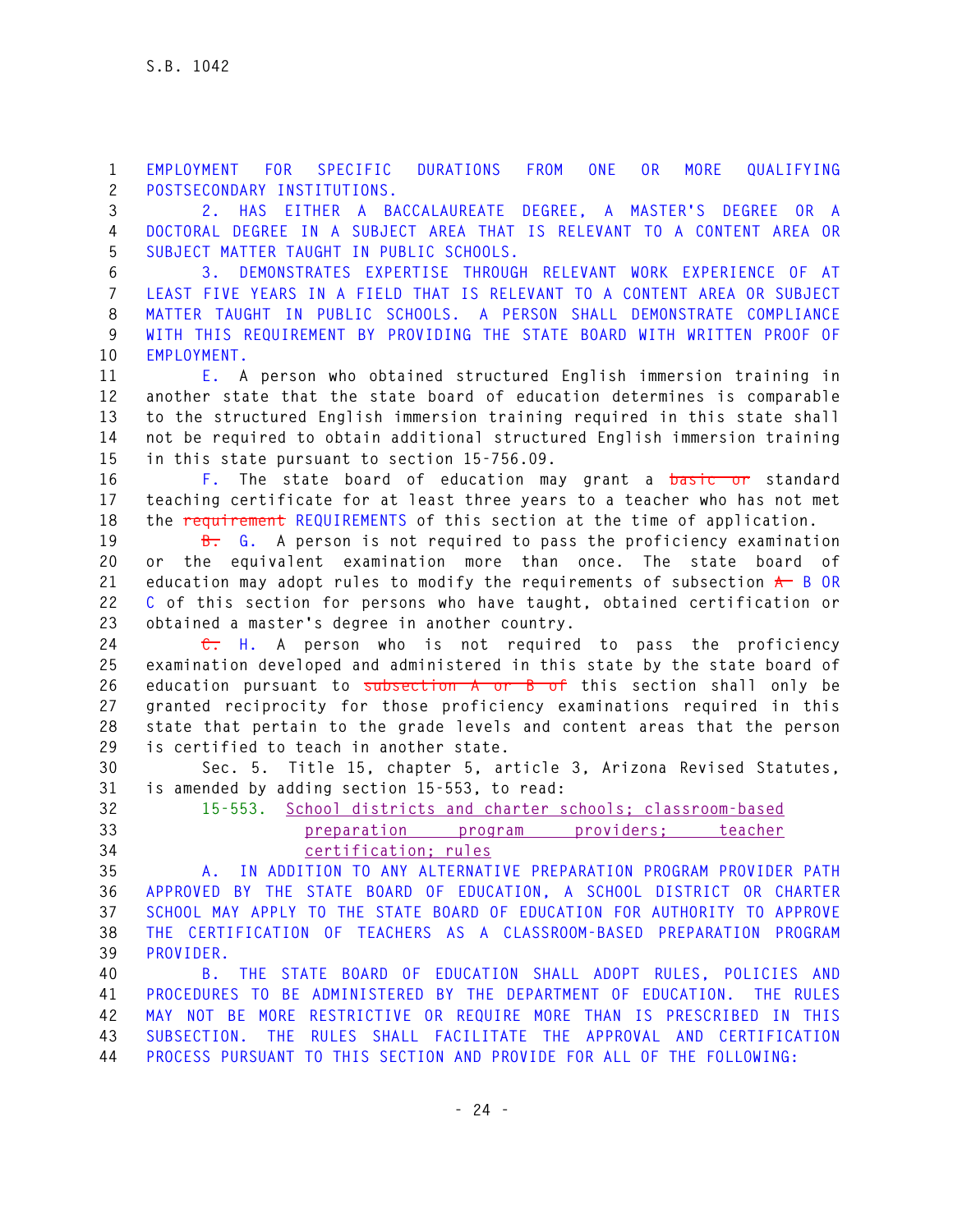EMPLOYMENT FOR SPECIFIC DURATIONS FROM ONE OR MORE QUALIFYING POSTSECONDARY INSTITUTIONS.

2. HAS EITHER A BACCALAUREATE DEGREE, A MASTER'S DEGREE OR A DOCTORAL DEGREE IN A SUBJECT AREA THAT IS RELEVANT TO A CONTENT AREA OR SUBJECT MATTER TAUGHT IN PUBLIC SCHOOLS.

3. DEMONSTRATES EXPERTISE THROUGH RELEVANT WORK EXPERIENCE OF AT LEAST FIVE YEARS IN A FIELD THAT IS RELEVANT TO A CONTENT AREA OR SUBJECT MATTER TAUGHT IN PUBLIC SCHOOLS. A PERSON SHALL DEMONSTRATE COMPLIANCE WITH THIS REQUIREMENT BY PROVIDING THE STATE BOARD WITH WRITTEN PROOF OF EMPLOYMENT.

E. A person who obtained structured English immersion training in another state that the state board of education determines is comparable to the structured English immersion training required in this state shall not be required to obtain additional structured English immersion training in this state pursuant to section 15-756.09.

F. The state board of education may grant a ~~basic or~~ standard teaching certificate for at least three years to a teacher who has not met the ~~requirement~~ REQUIREMENTS of this section at the time of application.

~~B.~~ G. A person is not required to pass the proficiency examination or the equivalent examination more than once. The state board of education may adopt rules to modify the requirements of subsection ~~A~~ B OR C of this section for persons who have taught, obtained certification or obtained a master's degree in another country.

~~C.~~ H. A person who is not required to pass the proficiency examination developed and administered in this state by the state board of education pursuant to ~~subsection A or B of~~ this section shall only be granted reciprocity for those proficiency examinations required in this state that pertain to the grade levels and content areas that the person is certified to teach in another state.

Sec. 5. Title 15, chapter 5, article 3, Arizona Revised Statutes, is amended by adding section 15-553, to read:

15-553. School districts and charter schools; classroom-based preparation program providers; teacher certification; rules

A. IN ADDITION TO ANY ALTERNATIVE PREPARATION PROGRAM PROVIDER PATH APPROVED BY THE STATE BOARD OF EDUCATION, A SCHOOL DISTRICT OR CHARTER SCHOOL MAY APPLY TO THE STATE BOARD OF EDUCATION FOR AUTHORITY TO APPROVE THE CERTIFICATION OF TEACHERS AS A CLASSROOM-BASED PREPARATION PROGRAM PROVIDER.

B. THE STATE BOARD OF EDUCATION SHALL ADOPT RULES, POLICIES AND PROCEDURES TO BE ADMINISTERED BY THE DEPARTMENT OF EDUCATION. THE RULES MAY NOT BE MORE RESTRICTIVE OR REQUIRE MORE THAN IS PRESCRIBED IN THIS SUBSECTION. THE RULES SHALL FACILITATE THE APPROVAL AND CERTIFICATION PROCESS PURSUANT TO THIS SECTION AND PROVIDE FOR ALL OF THE FOLLOWING: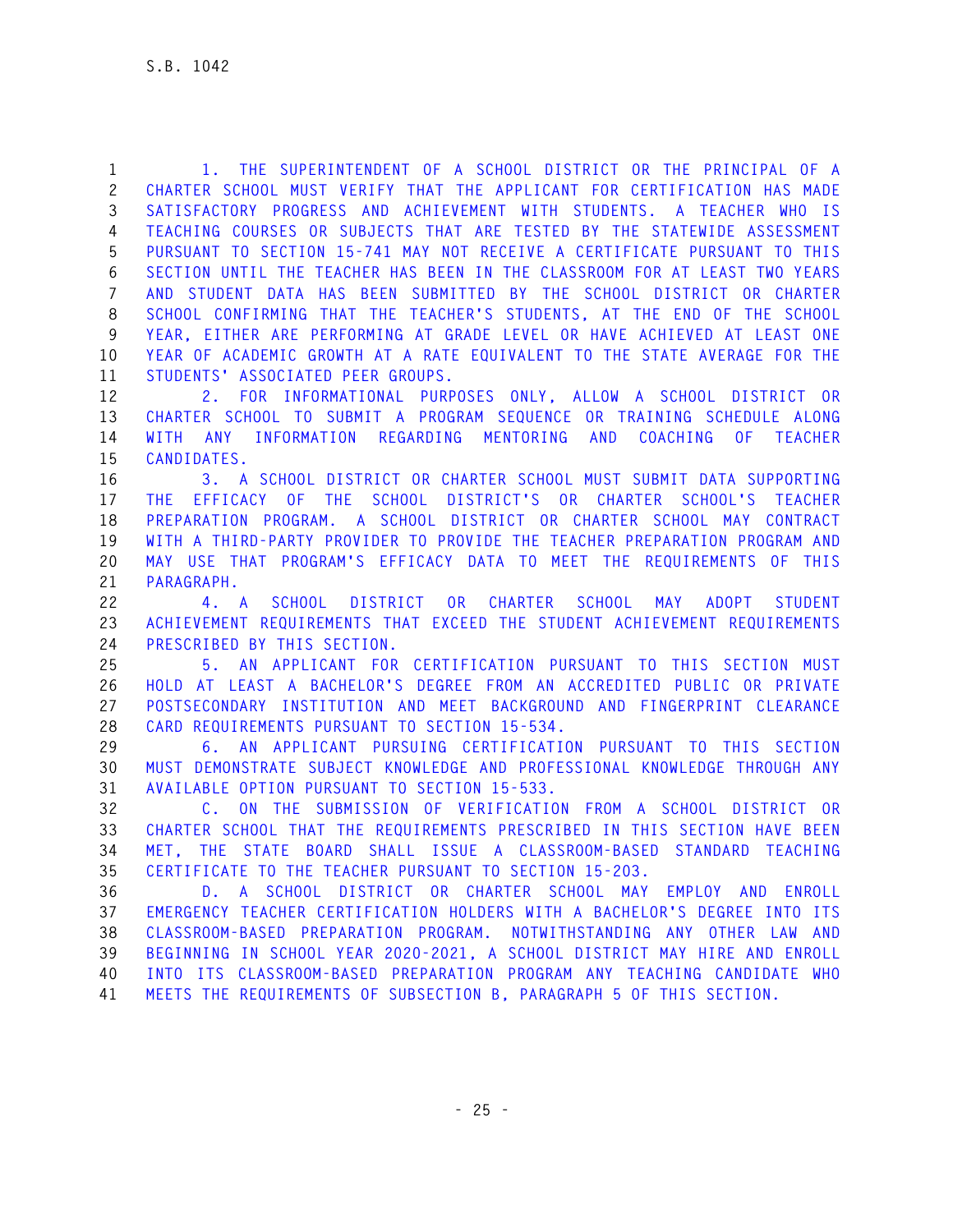1. THE SUPERINTENDENT OF A SCHOOL DISTRICT OR THE PRINCIPAL OF A CHARTER SCHOOL MUST VERIFY THAT THE APPLICANT FOR CERTIFICATION HAS MADE SATISFACTORY PROGRESS AND ACHIEVEMENT WITH STUDENTS. A TEACHER WHO IS TEACHING COURSES OR SUBJECTS THAT ARE TESTED BY THE STATEWIDE ASSESSMENT PURSUANT TO SECTION 15-741 MAY NOT RECEIVE A CERTIFICATE PURSUANT TO THIS SECTION UNTIL THE TEACHER HAS BEEN IN THE CLASSROOM FOR AT LEAST TWO YEARS AND STUDENT DATA HAS BEEN SUBMITTED BY THE SCHOOL DISTRICT OR CHARTER SCHOOL CONFIRMING THAT THE TEACHER'S STUDENTS, AT THE END OF THE SCHOOL YEAR, EITHER ARE PERFORMING AT GRADE LEVEL OR HAVE ACHIEVED AT LEAST ONE YEAR OF ACADEMIC GROWTH AT A RATE EQUIVALENT TO THE STATE AVERAGE FOR THE STUDENTS' ASSOCIATED PEER GROUPS.

2. FOR INFORMATIONAL PURPOSES ONLY, ALLOW A SCHOOL DISTRICT OR CHARTER SCHOOL TO SUBMIT A PROGRAM SEQUENCE OR TRAINING SCHEDULE ALONG WITH ANY INFORMATION REGARDING MENTORING AND COACHING OF TEACHER CANDIDATES.

3. A SCHOOL DISTRICT OR CHARTER SCHOOL MUST SUBMIT DATA SUPPORTING THE EFFICACY OF THE SCHOOL DISTRICT'S OR CHARTER SCHOOL'S TEACHER PREPARATION PROGRAM. A SCHOOL DISTRICT OR CHARTER SCHOOL MAY CONTRACT WITH A THIRD-PARTY PROVIDER TO PROVIDE THE TEACHER PREPARATION PROGRAM AND MAY USE THAT PROGRAM'S EFFICACY DATA TO MEET THE REQUIREMENTS OF THIS PARAGRAPH.

4. A SCHOOL DISTRICT OR CHARTER SCHOOL MAY ADOPT STUDENT ACHIEVEMENT REQUIREMENTS THAT EXCEED THE STUDENT ACHIEVEMENT REQUIREMENTS PRESCRIBED BY THIS SECTION.

5. AN APPLICANT FOR CERTIFICATION PURSUANT TO THIS SECTION MUST HOLD AT LEAST A BACHELOR'S DEGREE FROM AN ACCREDITED PUBLIC OR PRIVATE POSTSECONDARY INSTITUTION AND MEET BACKGROUND AND FINGERPRINT CLEARANCE CARD REQUIREMENTS PURSUANT TO SECTION 15-534.

6. AN APPLICANT PURSUING CERTIFICATION PURSUANT TO THIS SECTION MUST DEMONSTRATE SUBJECT KNOWLEDGE AND PROFESSIONAL KNOWLEDGE THROUGH ANY AVAILABLE OPTION PURSUANT TO SECTION 15-533.

C. ON THE SUBMISSION OF VERIFICATION FROM A SCHOOL DISTRICT OR CHARTER SCHOOL THAT THE REQUIREMENTS PRESCRIBED IN THIS SECTION HAVE BEEN MET, THE STATE BOARD SHALL ISSUE A CLASSROOM-BASED STANDARD TEACHING CERTIFICATE TO THE TEACHER PURSUANT TO SECTION 15-203.

D. A SCHOOL DISTRICT OR CHARTER SCHOOL MAY EMPLOY AND ENROLL EMERGENCY TEACHER CERTIFICATION HOLDERS WITH A BACHELOR'S DEGREE INTO ITS CLASSROOM-BASED PREPARATION PROGRAM. NOTWITHSTANDING ANY OTHER LAW AND BEGINNING IN SCHOOL YEAR 2020-2021, A SCHOOL DISTRICT MAY HIRE AND ENROLL INTO ITS CLASSROOM-BASED PREPARATION PROGRAM ANY TEACHING CANDIDATE WHO MEETS THE REQUIREMENTS OF SUBSECTION B, PARAGRAPH 5 OF THIS SECTION.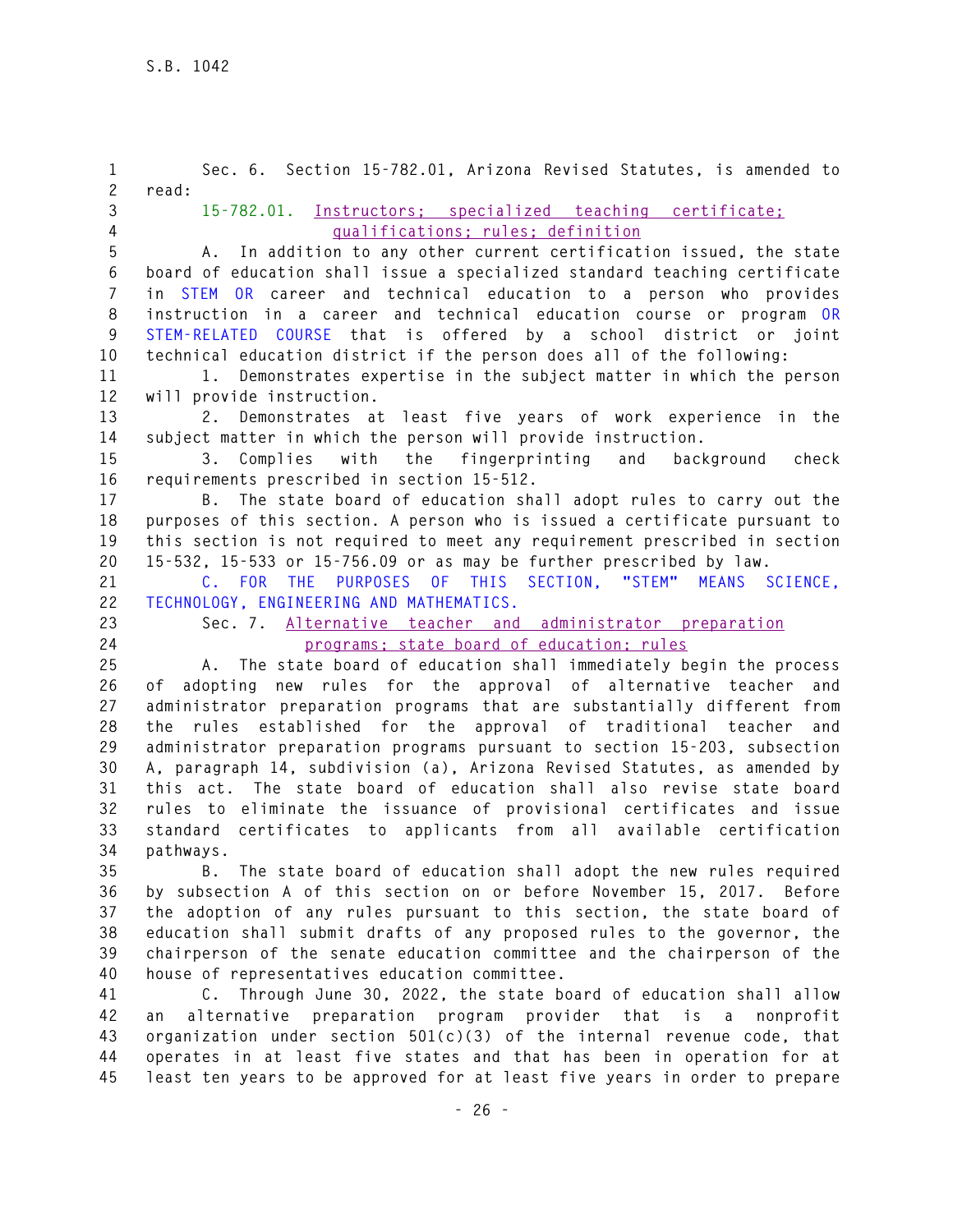Sec. 6. Section 15-782.01, Arizona Revised Statutes, is amended to read:

15-782.01. Instructors; specialized teaching certificate; qualifications; rules; definition

A. In addition to any other current certification issued, the state board of education shall issue a specialized standard teaching certificate in STEM OR career and technical education to a person who provides instruction in a career and technical education course or program OR STEM-RELATED COURSE that is offered by a school district or joint technical education district if the person does all of the following:

1. Demonstrates expertise in the subject matter in which the person will provide instruction.

2. Demonstrates at least five years of work experience in the subject matter in which the person will provide instruction.

3. Complies with the fingerprinting and background check requirements prescribed in section 15-512.

B. The state board of education shall adopt rules to carry out the purposes of this section. A person who is issued a certificate pursuant to this section is not required to meet any requirement prescribed in section 15-532, 15-533 or 15-756.09 or as may be further prescribed by law.

C. FOR THE PURPOSES OF THIS SECTION, "STEM" MEANS SCIENCE, TECHNOLOGY, ENGINEERING AND MATHEMATICS.

Sec. 7. Alternative teacher and administrator preparation programs; state board of education; rules

A. The state board of education shall immediately begin the process of adopting new rules for the approval of alternative teacher and administrator preparation programs that are substantially different from the rules established for the approval of traditional teacher and administrator preparation programs pursuant to section 15-203, subsection A, paragraph 14, subdivision (a), Arizona Revised Statutes, as amended by this act. The state board of education shall also revise state board rules to eliminate the issuance of provisional certificates and issue standard certificates to applicants from all available certification pathways.

B. The state board of education shall adopt the new rules required by subsection A of this section on or before November 15, 2017. Before the adoption of any rules pursuant to this section, the state board of education shall submit drafts of any proposed rules to the governor, the chairperson of the senate education committee and the chairperson of the house of representatives education committee.

C. Through June 30, 2022, the state board of education shall allow an alternative preparation program provider that is a nonprofit organization under section 501(c)(3) of the internal revenue code, that operates in at least five states and that has been in operation for at least ten years to be approved for at least five years in order to prepare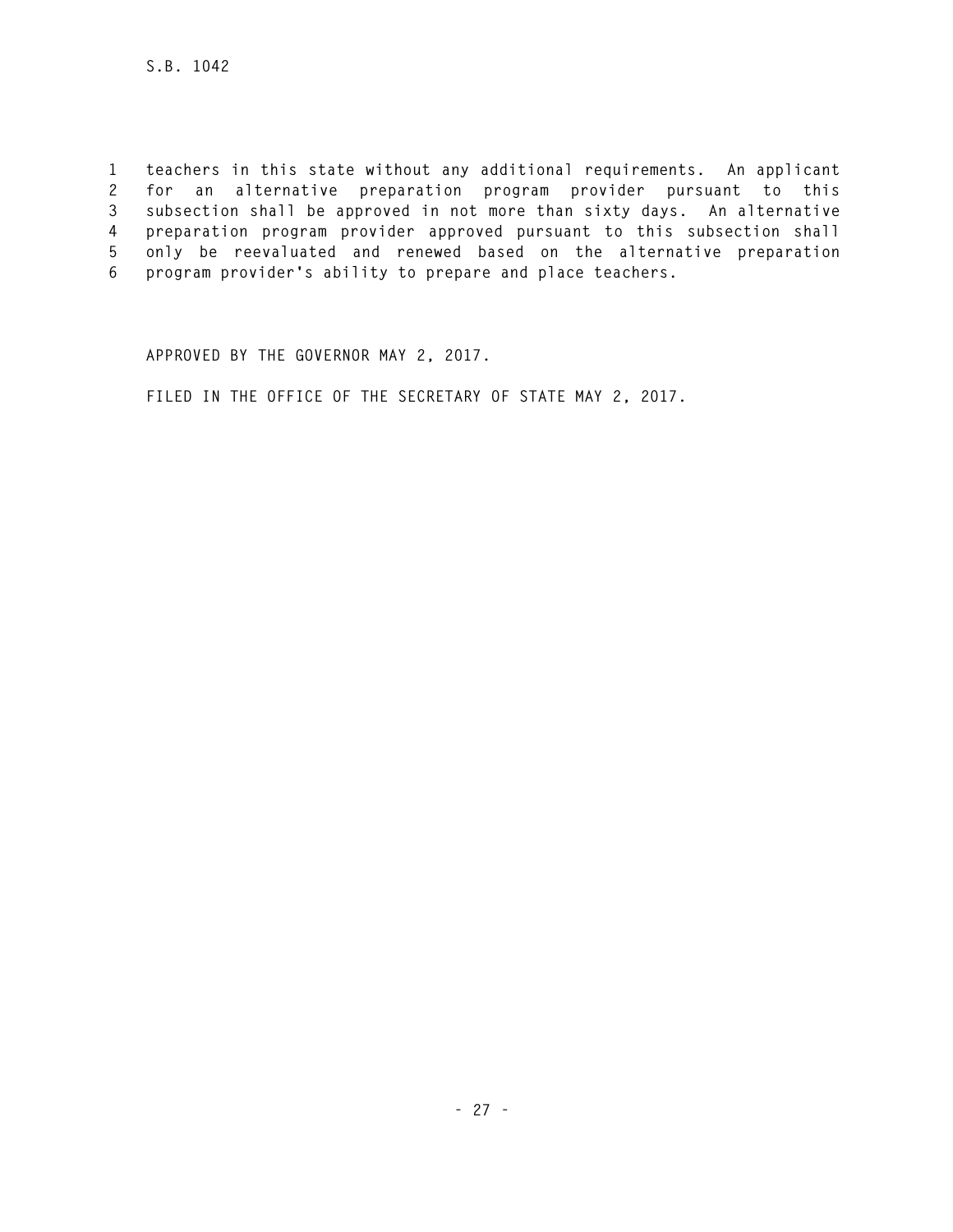teachers in this state without any additional requirements. An applicant for an alternative preparation program provider pursuant to this subsection shall be approved in not more than sixty days. An alternative preparation program provider approved pursuant to this subsection shall only be reevaluated and renewed based on the alternative preparation program provider's ability to prepare and place teachers.

APPROVED BY THE GOVERNOR MAY 2, 2017.

FILED IN THE OFFICE OF THE SECRETARY OF STATE MAY 2, 2017.